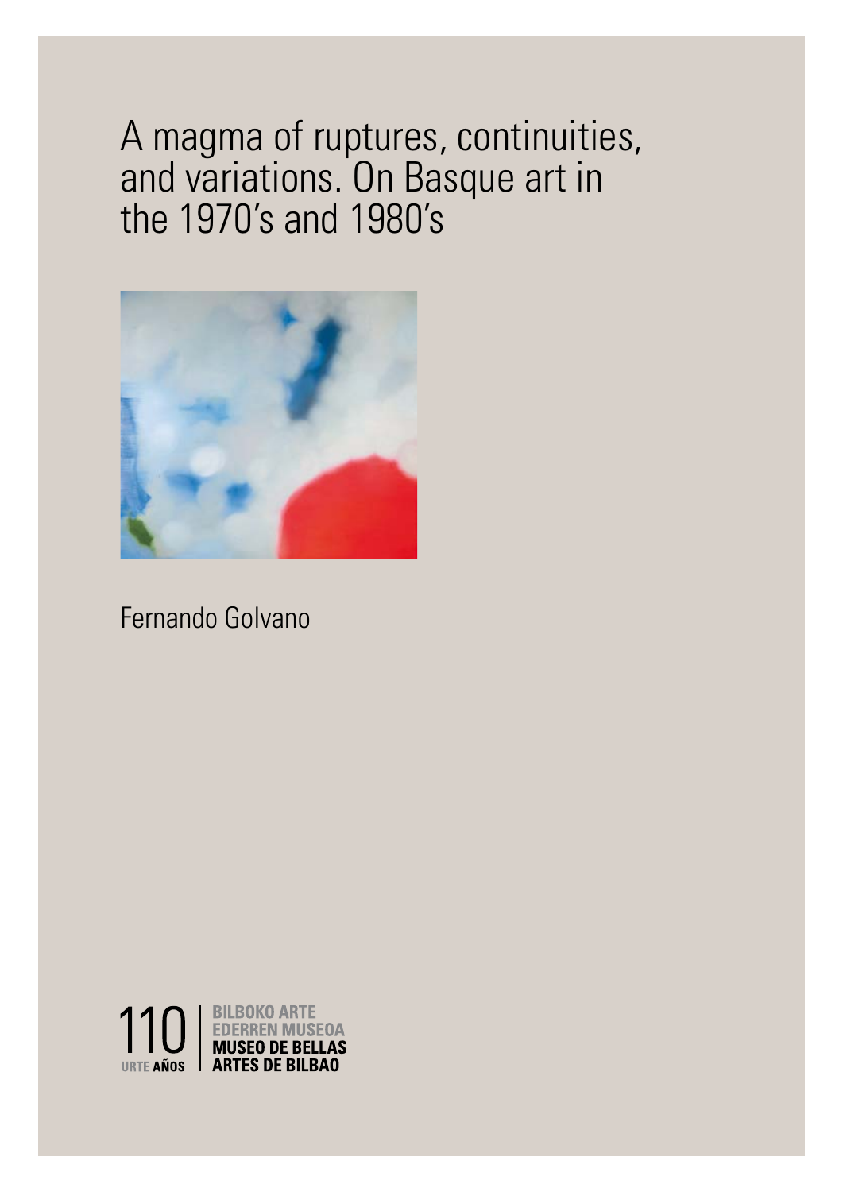# A magma of ruptures, continuities, and variations. On Basque art in the 1970's and 1980's

Fernando Golvano

110 URTE AÑOS | BILBOKO ARTE EDERREN MUSEOA MUSEO DE BELLAS ARTES DE BILBAO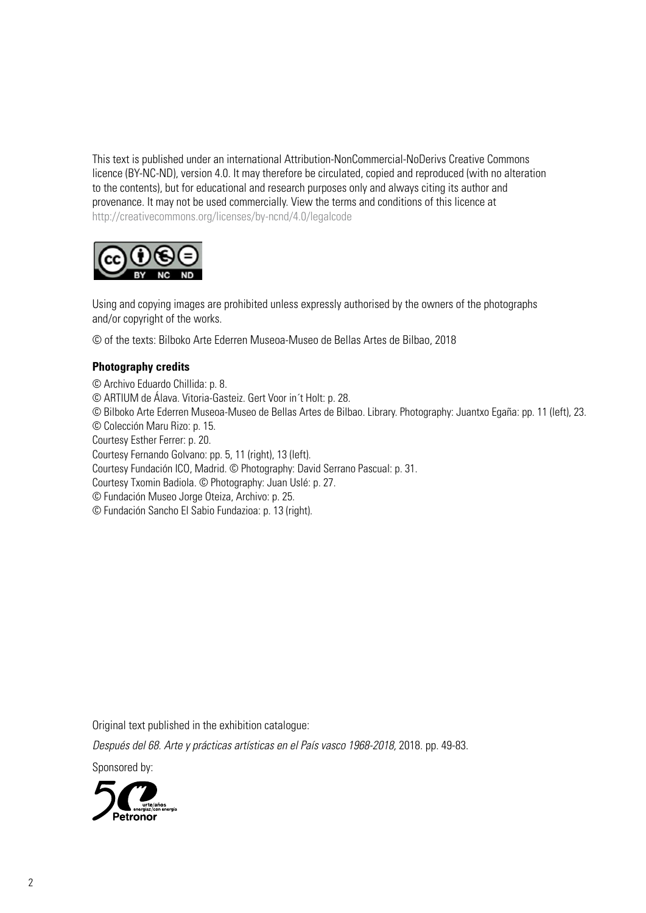This text is published under an international Attribution-NonCommercial-NoDerivs Creative Commons licence (BY-NC-ND), version 4.0. It may therefore be circulated, copied and reproduced (with no alteration to the contents), but for educational and research purposes only and always citing its author and provenance. It may not be used commercially. View the terms and conditions of this licence at http://creativecommons.org/licenses/by-ncnd/4.0/legalcode

Using and copying images are prohibited unless expressly authorised by the owners of the photographs and/or copyright of the works.

© of the texts: Bilboko Arte Ederren Museoa-Museo de Bellas Artes de Bilbao, 2018

**Photography credits**

© Archivo Eduardo Chillida: p. 8.
© ARTIUM de Álava. Vitoria-Gasteiz. Gert Voor in´t Holt: p. 28.
© Bilboko Arte Ederren Museoa-Museo de Bellas Artes de Bilbao. Library. Photography: Juantxo Egaña: pp. 11 (left), 23.
© Colección Maru Rizo: p. 15.
Courtesy Esther Ferrer: p. 20.
Courtesy Fernando Golvano: pp. 5, 11 (right), 13 (left).
Courtesy Fundación ICO, Madrid. © Photography: David Serrano Pascual: p. 31.
Courtesy Txomin Badiola. © Photography: Juan Uslé: p. 27.
© Fundación Museo Jorge Oteiza, Archivo: p. 25.
© Fundación Sancho El Sabio Fundazioa: p. 13 (right).

Original text published in the exhibition catalogue:

*Después del 68. Arte y prácticas artísticas en el País vasco 1968-2018,* 2018. pp. 49-83.

Sponsored by:

Petronor 50 urte/años energiaz/con energía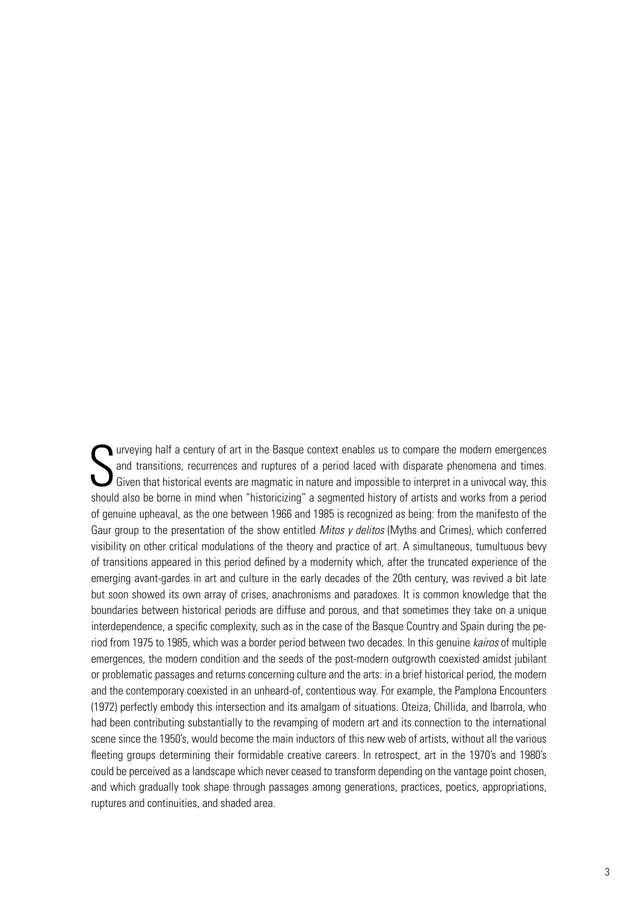Surveying half a century of art in the Basque context enables us to compare the modern emergences and transitions, recurrences and ruptures of a period laced with disparate phenomena and times. Given that historical events are magmatic in nature and impossible to interpret in a univocal way, this should also be borne in mind when "historicizing" a segmented history of artists and works from a period of genuine upheaval, as the one between 1966 and 1985 is recognized as being: from the manifesto of the Gaur group to the presentation of the show entitled *Mitos y delitos* (Myths and Crimes), which conferred visibility on other critical modulations of the theory and practice of art. A simultaneous, tumultuous bevy of transitions appeared in this period defined by a modernity which, after the truncated experience of the emerging avant-gardes in art and culture in the early decades of the 20th century, was revived a bit late but soon showed its own array of crises, anachronisms and paradoxes. It is common knowledge that the boundaries between historical periods are diffuse and porous, and that sometimes they take on a unique interdependence, a specific complexity, such as in the case of the Basque Country and Spain during the period from 1975 to 1985, which was a border period between two decades. In this genuine *kairos* of multiple emergences, the modern condition and the seeds of the post-modern outgrowth coexisted amidst jubilant or problematic passages and returns concerning culture and the arts: in a brief historical period, the modern and the contemporary coexisted in an unheard-of, contentious way. For example, the Pamplona Encounters (1972) perfectly embody this intersection and its amalgam of situations. Oteiza, Chillida, and Ibarrola, who had been contributing substantially to the revamping of modern art and its connection to the international scene since the 1950's, would become the main inductors of this new web of artists, without all the various fleeting groups determining their formidable creative careers. In retrospect, art in the 1970's and 1980's could be perceived as a landscape which never ceased to transform depending on the vantage point chosen, and which gradually took shape through passages among generations, practices, poetics, appropriations, ruptures and continuities, and shaded area.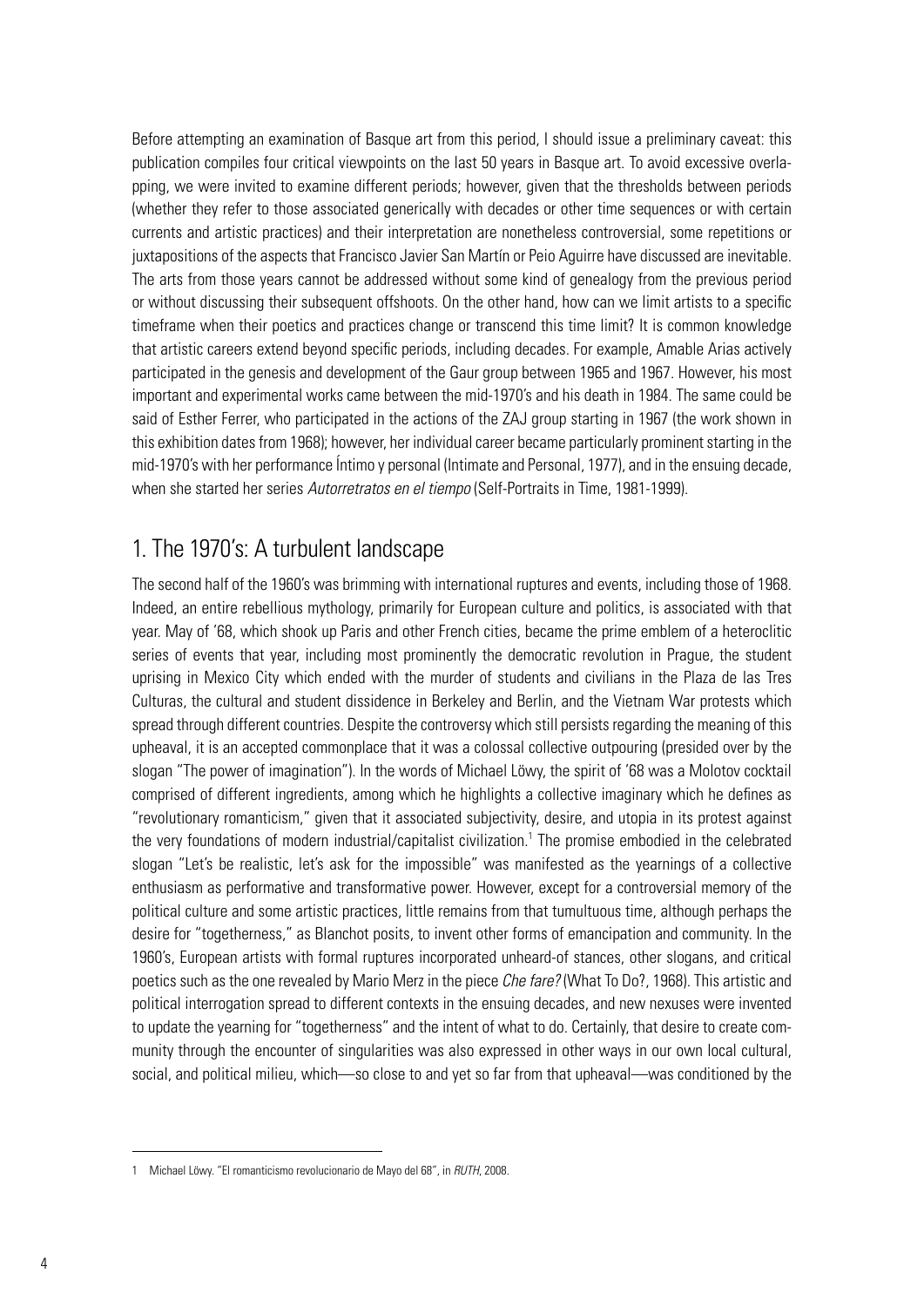Before attempting an examination of Basque art from this period, I should issue a preliminary caveat: this publication compiles four critical viewpoints on the last 50 years in Basque art. To avoid excessive overlapping, we were invited to examine different periods; however, given that the thresholds between periods (whether they refer to those associated generically with decades or other time sequences or with certain currents and artistic practices) and their interpretation are nonetheless controversial, some repetitions or juxtapositions of the aspects that Francisco Javier San Martín or Peio Aguirre have discussed are inevitable. The arts from those years cannot be addressed without some kind of genealogy from the previous period or without discussing their subsequent offshoots. On the other hand, how can we limit artists to a specific timeframe when their poetics and practices change or transcend this time limit? It is common knowledge that artistic careers extend beyond specific periods, including decades. For example, Amable Arias actively participated in the genesis and development of the Gaur group between 1965 and 1967. However, his most important and experimental works came between the mid-1970's and his death in 1984. The same could be said of Esther Ferrer, who participated in the actions of the ZAJ group starting in 1967 (the work shown in this exhibition dates from 1968); however, her individual career became particularly prominent starting in the mid-1970's with her performance Íntimo y personal (Intimate and Personal, 1977), and in the ensuing decade, when she started her series *Autorretratos en el tiempo* (Self-Portraits in Time, 1981-1999).

## 1. The 1970's: A turbulent landscape

The second half of the 1960's was brimming with international ruptures and events, including those of 1968. Indeed, an entire rebellious mythology, primarily for European culture and politics, is associated with that year. May of '68, which shook up Paris and other French cities, became the prime emblem of a heteroclitic series of events that year, including most prominently the democratic revolution in Prague, the student uprising in Mexico City which ended with the murder of students and civilians in the Plaza de las Tres Culturas, the cultural and student dissidence in Berkeley and Berlin, and the Vietnam War protests which spread through different countries. Despite the controversy which still persists regarding the meaning of this upheaval, it is an accepted commonplace that it was a colossal collective outpouring (presided over by the slogan "The power of imagination"). In the words of Michael Löwy, the spirit of '68 was a Molotov cocktail comprised of different ingredients, among which he highlights a collective imaginary which he defines as "revolutionary romanticism," given that it associated subjectivity, desire, and utopia in its protest against the very foundations of modern industrial/capitalist civilization.[1] The promise embodied in the celebrated slogan "Let's be realistic, let's ask for the impossible" was manifested as the yearnings of a collective enthusiasm as performative and transformative power. However, except for a controversial memory of the political culture and some artistic practices, little remains from that tumultuous time, although perhaps the desire for "togetherness," as Blanchot posits, to invent other forms of emancipation and community. In the 1960's, European artists with formal ruptures incorporated unheard-of stances, other slogans, and critical poetics such as the one revealed by Mario Merz in the piece *Che fare?* (What To Do?, 1968). This artistic and political interrogation spread to different contexts in the ensuing decades, and new nexuses were invented to update the yearning for "togetherness" and the intent of what to do. Certainly, that desire to create community through the encounter of singularities was also expressed in other ways in our own local cultural, social, and political milieu, which—so close to and yet so far from that upheaval—was conditioned by the

---

1 Michael Löwy. "El romanticismo revolucionario de Mayo del 68", in *RUTH*, 2008.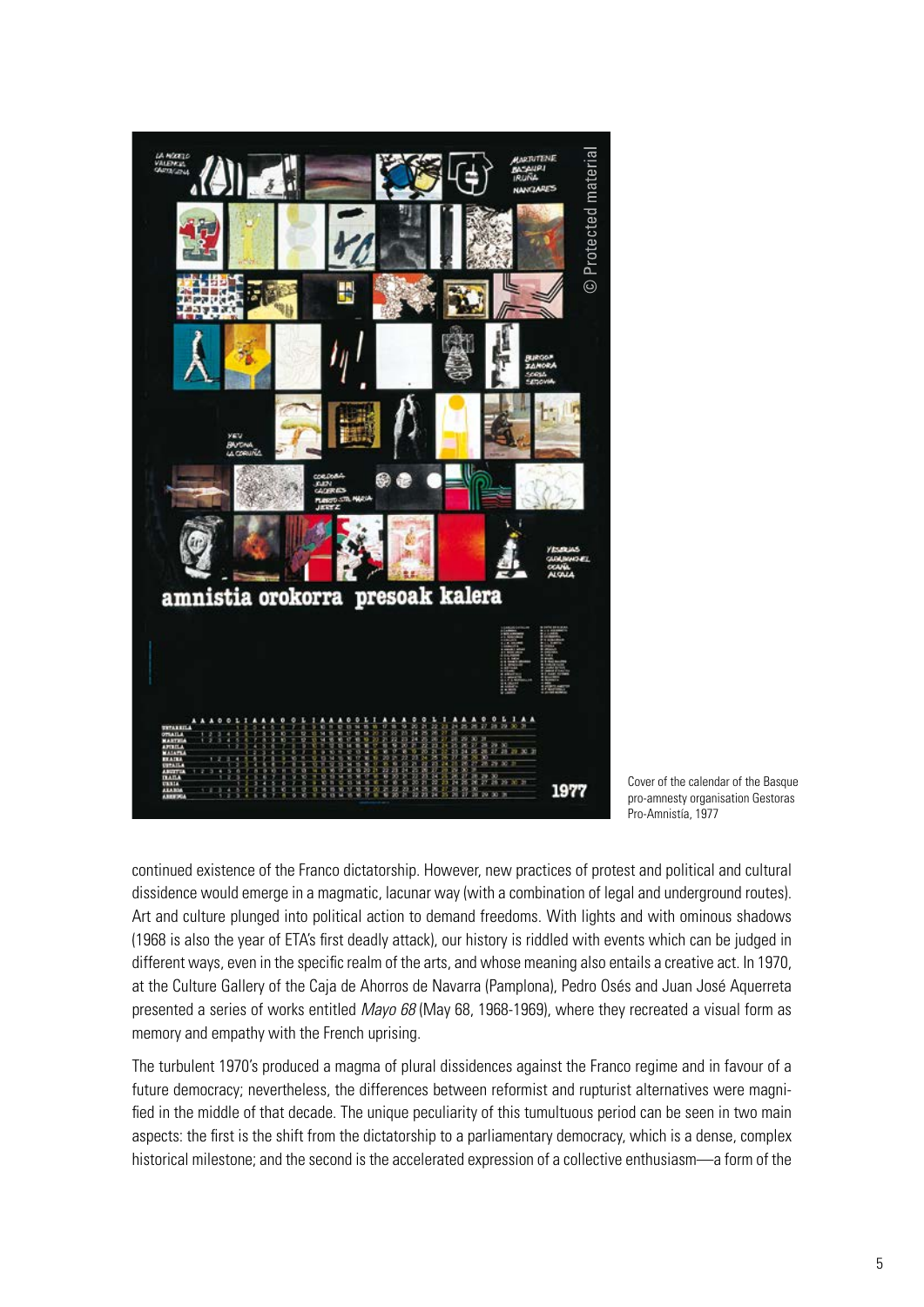Cover of the calendar of the Basque pro-amnesty organisation Gestoras Pro-Amnistía, 1977

continued existence of the Franco dictatorship. However, new practices of protest and political and cultural dissidence would emerge in a magmatic, lacunar way (with a combination of legal and underground routes). Art and culture plunged into political action to demand freedoms. With lights and with ominous shadows (1968 is also the year of ETA's first deadly attack), our history is riddled with events which can be judged in different ways, even in the specific realm of the arts, and whose meaning also entails a creative act. In 1970, at the Culture Gallery of the Caja de Ahorros de Navarra (Pamplona), Pedro Osés and Juan José Aquerreta presented a series of works entitled *Mayo 68* (May 68, 1968-1969), where they recreated a visual form as memory and empathy with the French uprising.

The turbulent 1970's produced a magma of plural dissidences against the Franco regime and in favour of a future democracy; nevertheless, the differences between reformist and rupturist alternatives were magnified in the middle of that decade. The unique peculiarity of this tumultuous period can be seen in two main aspects: the first is the shift from the dictatorship to a parliamentary democracy, which is a dense, complex historical milestone; and the second is the accelerated expression of a collective enthusiasm—a form of the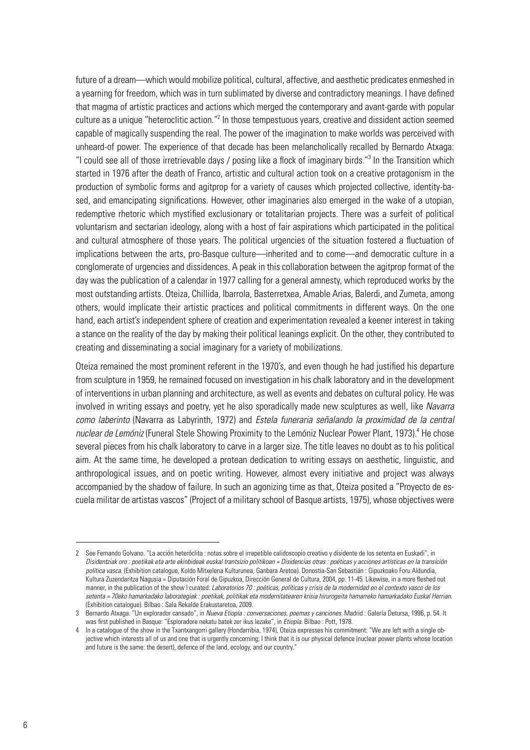future of a dream—which would mobilize political, cultural, affective, and aesthetic predicates enmeshed in a yearning for freedom, which was in turn sublimated by diverse and contradictory meanings. I have defined that magma of artistic practices and actions which merged the contemporary and avant-garde with popular culture as a unique "heteroclitic action."[2] In those tempestuous years, creative and dissident action seemed capable of magically suspending the real. The power of the imagination to make worlds was perceived with unheard-of power. The experience of that decade has been melancholically recalled by Bernardo Atxaga: "I could see all of those irretrievable days / posing like a flock of imaginary birds."[3] In the Transition which started in 1976 after the death of Franco, artistic and cultural action took on a creative protagonism in the production of symbolic forms and agitprop for a variety of causes which projected collective, identity-based, and emancipating significations. However, other imaginaries also emerged in the wake of a utopian, redemptive rhetoric which mystified exclusionary or totalitarian projects. There was a surfeit of political voluntarism and sectarian ideology, along with a host of fair aspirations which participated in the political and cultural atmosphere of those years. The political urgencies of the situation fostered a fluctuation of implications between the arts, pro-Basque culture—inherited and to come—and democratic culture in a conglomerate of urgencies and dissidences. A peak in this collaboration between the agitprop format of the day was the publication of a calendar in 1977 calling for a general amnesty, which reproduced works by the most outstanding artists. Oteiza, Chillida, Ibarrola, Basterretxea, Amable Arias, Balerdi, and Zumeta, among others, would implicate their artistic practices and political commitments in different ways. On the one hand, each artist's independent sphere of creation and experimentation revealed a keener interest in taking a stance on the reality of the day by making their political leanings explicit. On the other, they contributed to creating and disseminating a social imaginary for a variety of mobilizations.

Oteiza remained the most prominent referent in the 1970's, and even though he had justified his departure from sculpture in 1959, he remained focused on investigation in his chalk laboratory and in the development of interventions in urban planning and architecture, as well as events and debates on cultural policy. He was involved in writing essays and poetry, yet he also sporadically made new sculptures as well, like *Navarra como laberinto* (Navarra as Labyrinth, 1972) and *Estela funeraria señalando la proximidad de la central nuclear de Lemóniz* (Funeral Stele Showing Proximity to the Lemóniz Nuclear Power Plant, 1973).[4] He chose several pieces from his chalk laboratory to carve in a larger size. The title leaves no doubt as to his political aim. At the same time, he developed a protean dedication to writing essays on aesthetic, linguistic, and anthropological issues, and on poetic writing. However, almost every initiative and project was always accompanied by the shadow of failure. In such an agonizing time as that, Oteiza posited a "Proyecto de escuela militar de artistas vascos" (Project of a military school of Basque artists, 1975), whose objectives were

---

2 See Fernando Golvano. "La acción heteróclita : notas sobre el irrepetible calidoscopio creativo y disidente de los setenta en Euskadi", in *Disidentziak oro : poetikak eta arte ekinbideak euskal trantsizio politikoan = Disidencias otras : poéticas y acciones artísticas en la transición política vasca.* (Exhibition catalogue, Koldo Mitxelena Kulturunea, Ganbara Aretoa). Donostia-San Sebastián : Gipuzkoako Foru Aldundia, Kultura Zuzendaritza Nagusia = Diputación Foral de Gipuzkoa, Dirección General de Cultura, 2004, pp. 11-45. Likewise, in a more fleshed out manner, in the publication of the show I curated: *Laboratorios 70 : poéticas, políticas y crisis de la modernidad en el contexto vasco de los setenta = 70eko hamarkadako laborategiak : poetikak, politikak eta modernitatearen krisia hirurogeita hamarreko hamarkadako Euskal Herrian.* (Exhibition catalogue). Bilbao : Sala Rekalde Erakustaretoa, 2009.

3 Bernardo Atxaga. "Un explorador cansado", in *Nueva Etiopía : conversaciones, poemas y canciones.* Madrid : Galería Deturſa, 1996, p. 54. It was first published in Basque: "Esploradore nekatu batek zer ikus lezake", in *Etiopía.* Bilbao : Pott, 1978.

4 In a catalogue of the show in the Txantxangorri gallery (Hondarribia, 1974), Oteiza expresses his commitment: "We are left with a single objective which interests all of us and one that is urgently concerning; I think that it is our physical defence (nuclear power plants whose location and future is the same: the desert), defence of the land, ecology, and our country."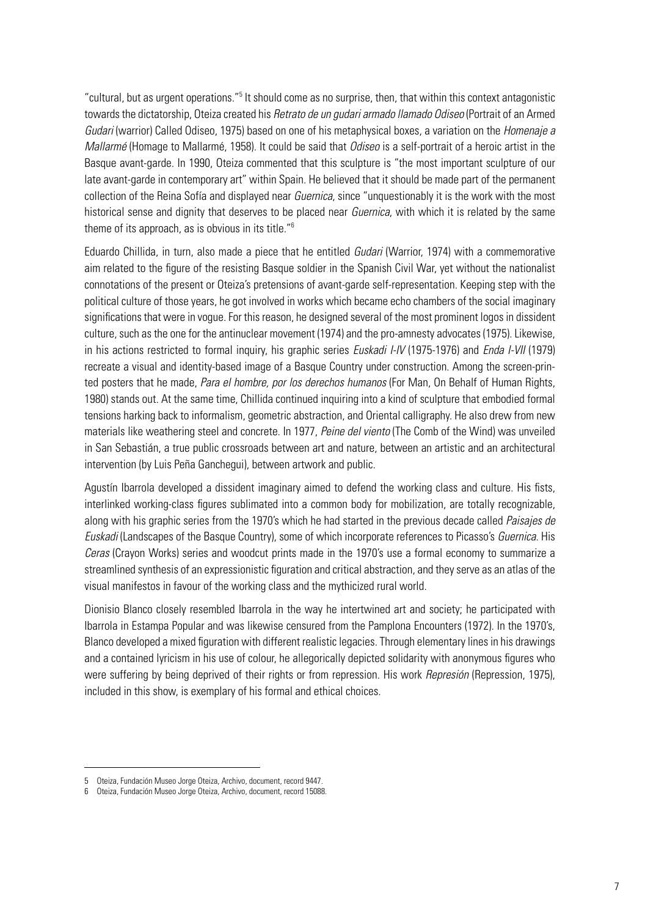"cultural, but as urgent operations."[5] It should come as no surprise, then, that within this context antagonistic towards the dictatorship, Oteiza created his *Retrato de un gudari armado llamado Odiseo* (Portrait of an Armed *Gudari* (warrior) Called Odiseo, 1975) based on one of his metaphysical boxes, a variation on the *Homenaje a Mallarmé* (Homage to Mallarmé, 1958). It could be said that *Odiseo* is a self-portrait of a heroic artist in the Basque avant-garde. In 1990, Oteiza commented that this sculpture is "the most important sculpture of our late avant-garde in contemporary art" within Spain. He believed that it should be made part of the permanent collection of the Reina Sofía and displayed near *Guernica*, since "unquestionably it is the work with the most historical sense and dignity that deserves to be placed near *Guernica*, with which it is related by the same theme of its approach, as is obvious in its title."[6]

Eduardo Chillida, in turn, also made a piece that he entitled *Gudari* (Warrior, 1974) with a commemorative aim related to the figure of the resisting Basque soldier in the Spanish Civil War, yet without the nationalist connotations of the present or Oteiza's pretensions of avant-garde self-representation. Keeping step with the political culture of those years, he got involved in works which became echo chambers of the social imaginary significations that were in vogue. For this reason, he designed several of the most prominent logos in dissident culture, such as the one for the antinuclear movement (1974) and the pro-amnesty advocates (1975). Likewise, in his actions restricted to formal inquiry, his graphic series *Euskadi I-IV* (1975-1976) and *Enda I-VII* (1979) recreate a visual and identity-based image of a Basque Country under construction. Among the screen-printed posters that he made, *Para el hombre, por los derechos humanos* (For Man, On Behalf of Human Rights, 1980) stands out. At the same time, Chillida continued inquiring into a kind of sculpture that embodied formal tensions harking back to informalism, geometric abstraction, and Oriental calligraphy. He also drew from new materials like weathering steel and concrete. In 1977, *Peine del viento* (The Comb of the Wind) was unveiled in San Sebastián, a true public crossroads between art and nature, between an artistic and an architectural intervention (by Luis Peña Ganchegui), between artwork and public.

Agustín Ibarrola developed a dissident imaginary aimed to defend the working class and culture. His fists, interlinked working-class figures sublimated into a common body for mobilization, are totally recognizable, along with his graphic series from the 1970's which he had started in the previous decade called *Paisajes de Euskadi* (Landscapes of the Basque Country), some of which incorporate references to Picasso's *Guernica*. His *Ceras* (Crayon Works) series and woodcut prints made in the 1970's use a formal economy to summarize a streamlined synthesis of an expressionistic figuration and critical abstraction, and they serve as an atlas of the visual manifestos in favour of the working class and the mythicized rural world.

Dionisio Blanco closely resembled Ibarrola in the way he intertwined art and society; he participated with Ibarrola in Estampa Popular and was likewise censured from the Pamplona Encounters (1972). In the 1970's, Blanco developed a mixed figuration with different realistic legacies. Through elementary lines in his drawings and a contained lyricism in his use of colour, he allegorically depicted solidarity with anonymous figures who were suffering by being deprived of their rights or from repression. His work *Represión* (Repression, 1975), included in this show, is exemplary of his formal and ethical choices.

---

5 Oteiza, Fundación Museo Jorge Oteiza, Archivo, document, record 9447.

6 Oteiza, Fundación Museo Jorge Oteiza, Archivo, document, record 15088.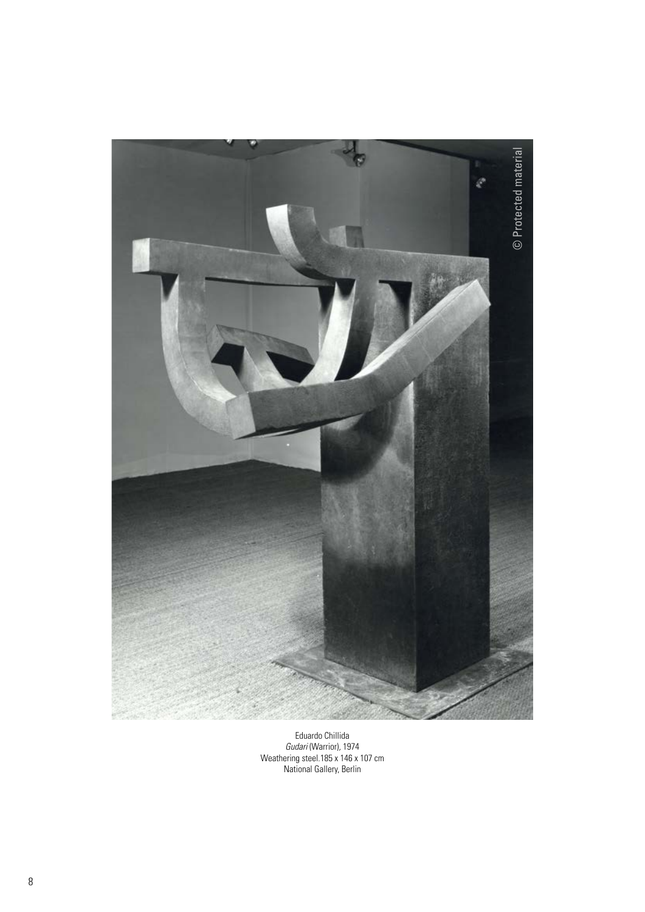Eduardo Chillida
*Gudari* (Warrior), 1974
Weathering steel.185 x 146 x 107 cm
National Gallery, Berlin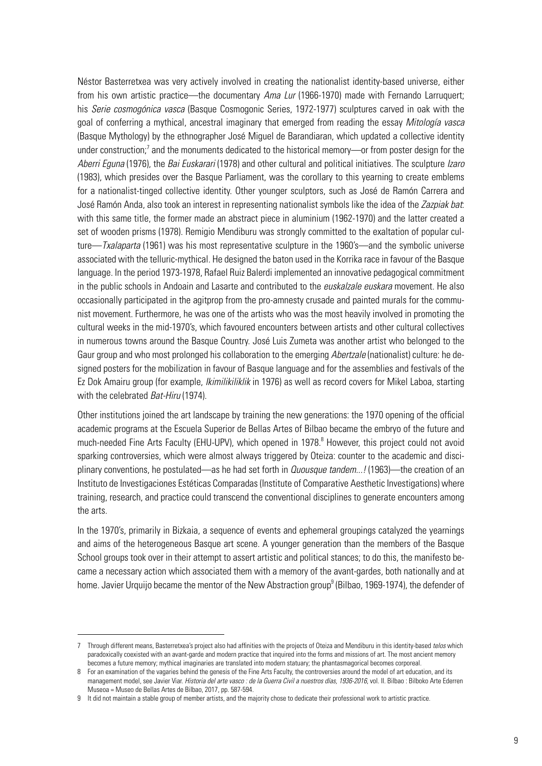Néstor Basterretxea was very actively involved in creating the nationalist identity-based universe, either from his own artistic practice—the documentary *Ama Lur* (1966-1970) made with Fernando Larruquert; his *Serie cosmogónica vasca* (Basque Cosmogonic Series, 1972-1977) sculptures carved in oak with the goal of conferring a mythical, ancestral imaginary that emerged from reading the essay *Mitología vasca* (Basque Mythology) by the ethnographer José Miguel de Barandiaran, which updated a collective identity under construction;[7] and the monuments dedicated to the historical memory—or from poster design for the *Aberri Eguna* (1976), the *Bai Euskarari* (1978) and other cultural and political initiatives. The sculpture *Izaro* (1983), which presides over the Basque Parliament, was the corollary to this yearning to create emblems for a nationalist-tinged collective identity. Other younger sculptors, such as José de Ramón Carrera and José Ramón Anda, also took an interest in representing nationalist symbols like the idea of the *Zazpiak bat*: with this same title, the former made an abstract piece in aluminium (1962-1970) and the latter created a set of wooden prisms (1978). Remigio Mendiburu was strongly committed to the exaltation of popular culture—*Txalaparta* (1961) was his most representative sculpture in the 1960's—and the symbolic universe associated with the telluric-mythical. He designed the baton used in the Korrika race in favour of the Basque language. In the period 1973-1978, Rafael Ruiz Balerdi implemented an innovative pedagogical commitment in the public schools in Andoain and Lasarte and contributed to the *euskalzale euskara* movement. He also occasionally participated in the agitprop from the pro-amnesty crusade and painted murals for the communist movement. Furthermore, he was one of the artists who was the most heavily involved in promoting the cultural weeks in the mid-1970's, which favoured encounters between artists and other cultural collectives in numerous towns around the Basque Country. José Luis Zumeta was another artist who belonged to the Gaur group and who most prolonged his collaboration to the emerging *Abertzale* (nationalist) culture: he designed posters for the mobilization in favour of Basque language and for the assemblies and festivals of the Ez Dok Amairu group (for example, *Ikimilikiliklik* in 1976) as well as record covers for Mikel Laboa, starting with the celebrated *Bat-Hiru* (1974).

Other institutions joined the art landscape by training the new generations: the 1970 opening of the official academic programs at the Escuela Superior de Bellas Artes of Bilbao became the embryo of the future and much-needed Fine Arts Faculty (EHU-UPV), which opened in 1978.[8] However, this project could not avoid sparking controversies, which were almost always triggered by Oteiza: counter to the academic and disciplinary conventions, he postulated—as he had set forth in *Quousque tandem...!* (1963)—the creation of an Instituto de Investigaciones Estéticas Comparadas (Institute of Comparative Aesthetic Investigations) where training, research, and practice could transcend the conventional disciplines to generate encounters among the arts.

In the 1970's, primarily in Bizkaia, a sequence of events and ephemeral groupings catalyzed the yearnings and aims of the heterogeneous Basque art scene. A younger generation than the members of the Basque School groups took over in their attempt to assert artistic and political stances; to do this, the manifesto became a necessary action which associated them with a memory of the avant-gardes, both nationally and at home. Javier Urquijo became the mentor of the New Abstraction group[9] (Bilbao, 1969-1974), the defender of

---

7 Through different means, Basterretxea's project also had affinities with the projects of Oteiza and Mendiburu in this identity-based *telos* which paradoxically coexisted with an avant-garde and modern practice that inquired into the forms and missions of art. The most ancient memory becomes a future memory; mythical imaginaries are translated into modern statuary; the phantasmagorical becomes corporeal.

8 For an examination of the vagaries behind the genesis of the Fine Arts Faculty, the controversies around the model of art education, and its management model, see Javier Viar. *Historia del arte vasco : de la Guerra Civil a nuestros días, 1936-2016*, vol. II. Bilbao : Bilboko Arte Ederren Museoa = Museo de Bellas Artes de Bilbao, 2017, pp. 587-594.

9 It did not maintain a stable group of member artists, and the majority chose to dedicate their professional work to artistic practice.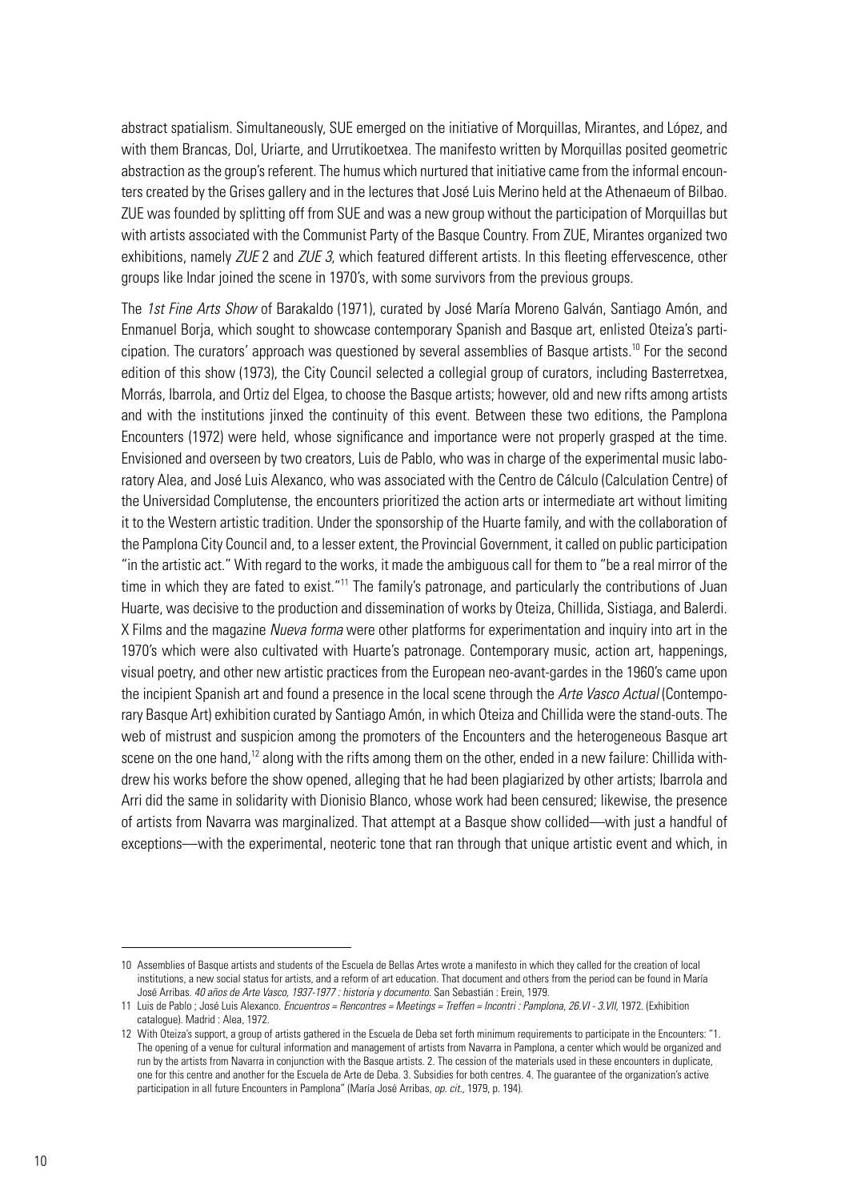abstract spatialism. Simultaneously, SUE emerged on the initiative of Morquillas, Mirantes, and López, and with them Brancas, Dol, Uriarte, and Urrutikoetxea. The manifesto written by Morquillas posited geometric abstraction as the group's referent. The humus which nurtured that initiative came from the informal encounters created by the Grises gallery and in the lectures that José Luis Merino held at the Athenaeum of Bilbao. ZUE was founded by splitting off from SUE and was a new group without the participation of Morquillas but with artists associated with the Communist Party of the Basque Country. From ZUE, Mirantes organized two exhibitions, namely *ZUE* 2 and *ZUE 3*, which featured different artists. In this fleeting effervescence, other groups like Indar joined the scene in 1970's, with some survivors from the previous groups.

The *1st Fine Arts Show* of Barakaldo (1971), curated by José María Moreno Galván, Santiago Amón, and Enmanuel Borja, which sought to showcase contemporary Spanish and Basque art, enlisted Oteiza's participation. The curators' approach was questioned by several assemblies of Basque artists.[10] For the second edition of this show (1973), the City Council selected a collegial group of curators, including Basterretxea, Morrás, Ibarrola, and Ortiz del Elgea, to choose the Basque artists; however, old and new rifts among artists and with the institutions jinxed the continuity of this event. Between these two editions, the Pamplona Encounters (1972) were held, whose significance and importance were not properly grasped at the time. Envisioned and overseen by two creators, Luis de Pablo, who was in charge of the experimental music laboratory Alea, and José Luis Alexanco, who was associated with the Centro de Cálculo (Calculation Centre) of the Universidad Complutense, the encounters prioritized the action arts or intermediate art without limiting it to the Western artistic tradition. Under the sponsorship of the Huarte family, and with the collaboration of the Pamplona City Council and, to a lesser extent, the Provincial Government, it called on public participation "in the artistic act." With regard to the works, it made the ambiguous call for them to "be a real mirror of the time in which they are fated to exist."[11] The family's patronage, and particularly the contributions of Juan Huarte, was decisive to the production and dissemination of works by Oteiza, Chillida, Sistiaga, and Balerdi. X Films and the magazine *Nueva forma* were other platforms for experimentation and inquiry into art in the 1970's which were also cultivated with Huarte's patronage. Contemporary music, action art, happenings, visual poetry, and other new artistic practices from the European neo-avant-gardes in the 1960's came upon the incipient Spanish art and found a presence in the local scene through the *Arte Vasco Actual* (Contemporary Basque Art) exhibition curated by Santiago Amón, in which Oteiza and Chillida were the stand-outs. The web of mistrust and suspicion among the promoters of the Encounters and the heterogeneous Basque art scene on the one hand,[12] along with the rifts among them on the other, ended in a new failure: Chillida withdrew his works before the show opened, alleging that he had been plagiarized by other artists; Ibarrola and Arri did the same in solidarity with Dionisio Blanco, whose work had been censured; likewise, the presence of artists from Navarra was marginalized. That attempt at a Basque show collided—with just a handful of exceptions—with the experimental, neoteric tone that ran through that unique artistic event and which, in

---

10 Assemblies of Basque artists and students of the Escuela de Bellas Artes wrote a manifesto in which they called for the creation of local institutions, a new social status for artists, and a reform of art education. That document and others from the period can be found in María José Arribas. *40 años de Arte Vasco, 1937-1977 : historia y documento*. San Sebastián : Erein, 1979.

11 Luis de Pablo ; José Luis Alexanco. *Encuentros = Rencontres = Meetings = Treffen = Incontri : Pamplona, 26.VI - 3.VII*, 1972. (Exhibition catalogue). Madrid : Alea, 1972.

12 With Oteiza's support, a group of artists gathered in the Escuela de Deba set forth minimum requirements to participate in the Encounters: "1. The opening of a venue for cultural information and management of artists from Navarra in Pamplona, a center which would be organized and run by the artists from Navarra in conjunction with the Basque artists. 2. The cession of the materials used in these encounters in duplicate, one for this centre and another for the Escuela de Arte de Deba. 3. Subsidies for both centres. 4. The guarantee of the organization's active participation in all future Encounters in Pamplona" (María José Arribas, *op. cit.,* 1979, p. 194).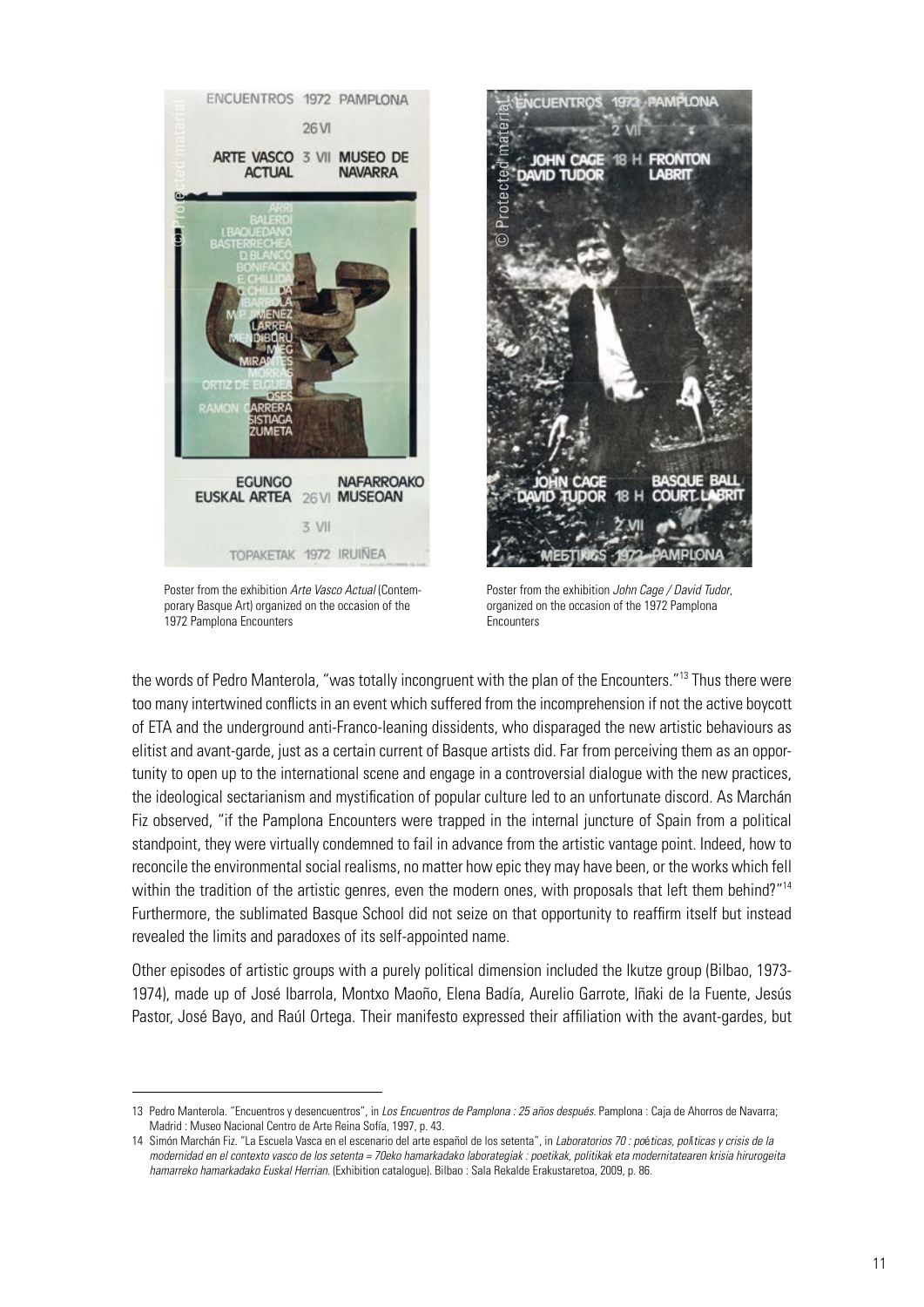Poster from the exhibition *Arte Vasco Actual* (Contemporary Basque Art) organized on the occasion of the 1972 Pamplona Encounters

Poster from the exhibition *John Cage / David Tudor*, organized on the occasion of the 1972 Pamplona Encounters

the words of Pedro Manterola, "was totally incongruent with the plan of the Encounters."[13] Thus there were too many intertwined conflicts in an event which suffered from the incomprehension if not the active boycott of ETA and the underground anti-Franco-leaning dissidents, who disparaged the new artistic behaviours as elitist and avant-garde, just as a certain current of Basque artists did. Far from perceiving them as an opportunity to open up to the international scene and engage in a controversial dialogue with the new practices, the ideological sectarianism and mystification of popular culture led to an unfortunate discord. As Marchán Fiz observed, "if the Pamplona Encounters were trapped in the internal juncture of Spain from a political standpoint, they were virtually condemned to fail in advance from the artistic vantage point. Indeed, how to reconcile the environmental social realisms, no matter how epic they may have been, or the works which fell within the tradition of the artistic genres, even the modern ones, with proposals that left them behind?"[14] Furthermore, the sublimated Basque School did not seize on that opportunity to reaffirm itself but instead revealed the limits and paradoxes of its self-appointed name.

Other episodes of artistic groups with a purely political dimension included the Ikutze group (Bilbao, 1973-1974), made up of José Ibarrola, Montxo Maoño, Elena Badía, Aurelio Garrote, Iñaki de la Fuente, Jesús Pastor, José Bayo, and Raúl Ortega. Their manifesto expressed their affiliation with the avant-gardes, but

---

13 Pedro Manterola. "Encuentros y desencuentros", in *Los Encuentros de Pamplona : 25 años después*. Pamplona : Caja de Ahorros de Navarra; Madrid : Museo Nacional Centro de Arte Reina Sofía, 1997, p. 43.

14 Simón Marchán Fiz. "La Escuela Vasca en el escenario del arte español de los setenta", in *Laboratorios 70 : poéticas, políticas y crisis de la modernidad en el contexto vasco de los setenta = 70eko hamarkadako laborategiak : poetikak, politikak eta modernitatearen krisia hirurogeita hamarreko hamarkadako Euskal Herrian*. (Exhibition catalogue). Bilbao : Sala Rekalde Erakustaretoa, 2009, p. 86.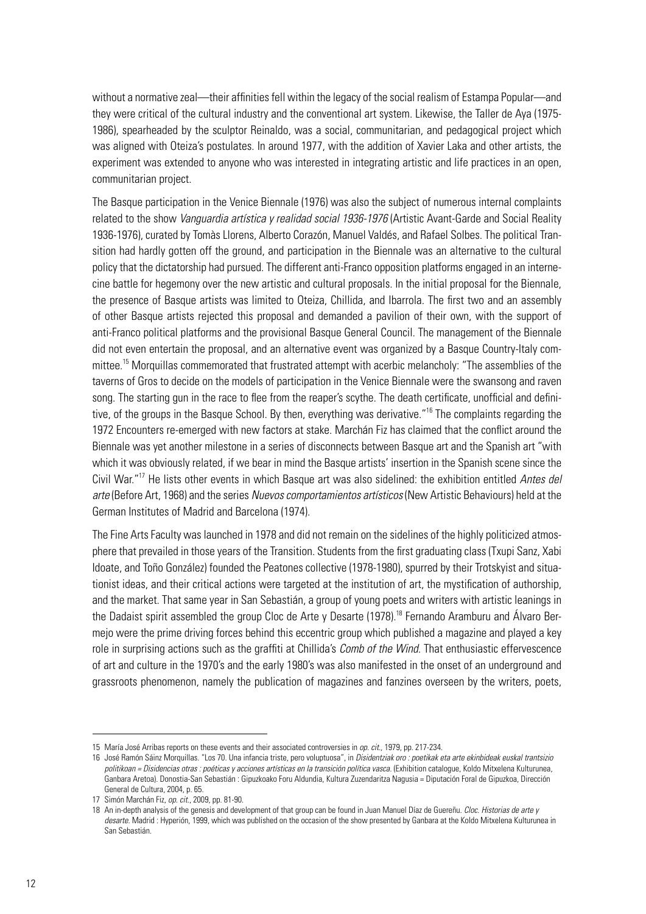without a normative zeal—their affinities fell within the legacy of the social realism of Estampa Popular—and they were critical of the cultural industry and the conventional art system. Likewise, the Taller de Aya (1975-1986), spearheaded by the sculptor Reinaldo, was a social, communitarian, and pedagogical project which was aligned with Oteiza's postulates. In around 1977, with the addition of Xavier Laka and other artists, the experiment was extended to anyone who was interested in integrating artistic and life practices in an open, communitarian project.

The Basque participation in the Venice Biennale (1976) was also the subject of numerous internal complaints related to the show *Vanguardia artística y realidad social 1936-1976* (Artistic Avant-Garde and Social Reality 1936-1976), curated by Tomàs Llorens, Alberto Corazón, Manuel Valdés, and Rafael Solbes. The political Transition had hardly gotten off the ground, and participation in the Biennale was an alternative to the cultural policy that the dictatorship had pursued. The different anti-Franco opposition platforms engaged in an internecine battle for hegemony over the new artistic and cultural proposals. In the initial proposal for the Biennale, the presence of Basque artists was limited to Oteiza, Chillida, and Ibarrola. The first two and an assembly of other Basque artists rejected this proposal and demanded a pavilion of their own, with the support of anti-Franco political platforms and the provisional Basque General Council. The management of the Biennale did not even entertain the proposal, and an alternative event was organized by a Basque Country-Italy committee.[15] Morquillas commemorated that frustrated attempt with acerbic melancholy: "The assemblies of the taverns of Gros to decide on the models of participation in the Venice Biennale were the swansong and raven song. The starting gun in the race to flee from the reaper's scythe. The death certificate, unofficial and definitive, of the groups in the Basque School. By then, everything was derivative."[16] The complaints regarding the 1972 Encounters re-emerged with new factors at stake. Marchán Fiz has claimed that the conflict around the Biennale was yet another milestone in a series of disconnects between Basque art and the Spanish art "with which it was obviously related, if we bear in mind the Basque artists' insertion in the Spanish scene since the Civil War."[17] He lists other events in which Basque art was also sidelined: the exhibition entitled *Antes del arte* (Before Art, 1968) and the series *Nuevos comportamientos artísticos* (New Artistic Behaviours) held at the German Institutes of Madrid and Barcelona (1974).

The Fine Arts Faculty was launched in 1978 and did not remain on the sidelines of the highly politicized atmosphere that prevailed in those years of the Transition. Students from the first graduating class (Txupi Sanz, Xabi Idoate, and Toño González) founded the Peatones collective (1978-1980), spurred by their Trotskyist and situationist ideas, and their critical actions were targeted at the institution of art, the mystification of authorship, and the market. That same year in San Sebastián, a group of young poets and writers with artistic leanings in the Dadaist spirit assembled the group Cloc de Arte y Desarte (1978).[18] Fernando Aramburu and Álvaro Bermejo were the prime driving forces behind this eccentric group which published a magazine and played a key role in surprising actions such as the graffiti at Chillida's *Comb of the Wind*. That enthusiastic effervescence of art and culture in the 1970's and the early 1980's was also manifested in the onset of an underground and grassroots phenomenon, namely the publication of magazines and fanzines overseen by the writers, poets,

---

15 María José Arribas reports on these events and their associated controversies in *op. cit.*, 1979, pp. 217-234.

16 José Ramón Sáinz Morquillas. "Los 70. Una infancia triste, pero voluptuosa", in *Disidentziak oro : poetikak eta arte ekinbideak euskal trantsizio politikoan = Disidencias otras : poéticas y acciones artísticas en la transición política vasca*. (Exhibition catalogue, Koldo Mitxelena Kulturunea, Ganbara Aretoa). Donostia-San Sebastián : Gipuzkoako Foru Aldundia, Kultura Zuzendaritza Nagusia = Diputación Foral de Gipuzkoa, Dirección General de Cultura, 2004, p. 65.

17 Simón Marchán Fiz, *op. cit.*, 2009, pp. 81-90.

18 An in-depth analysis of the genesis and development of that group can be found in Juan Manuel Díaz de Guereñu. *Cloc. Historias de arte y desarte*. Madrid : Hyperión, 1999, which was published on the occasion of the show presented by Ganbara at the Koldo Mitxelena Kulturunea in San Sebastián.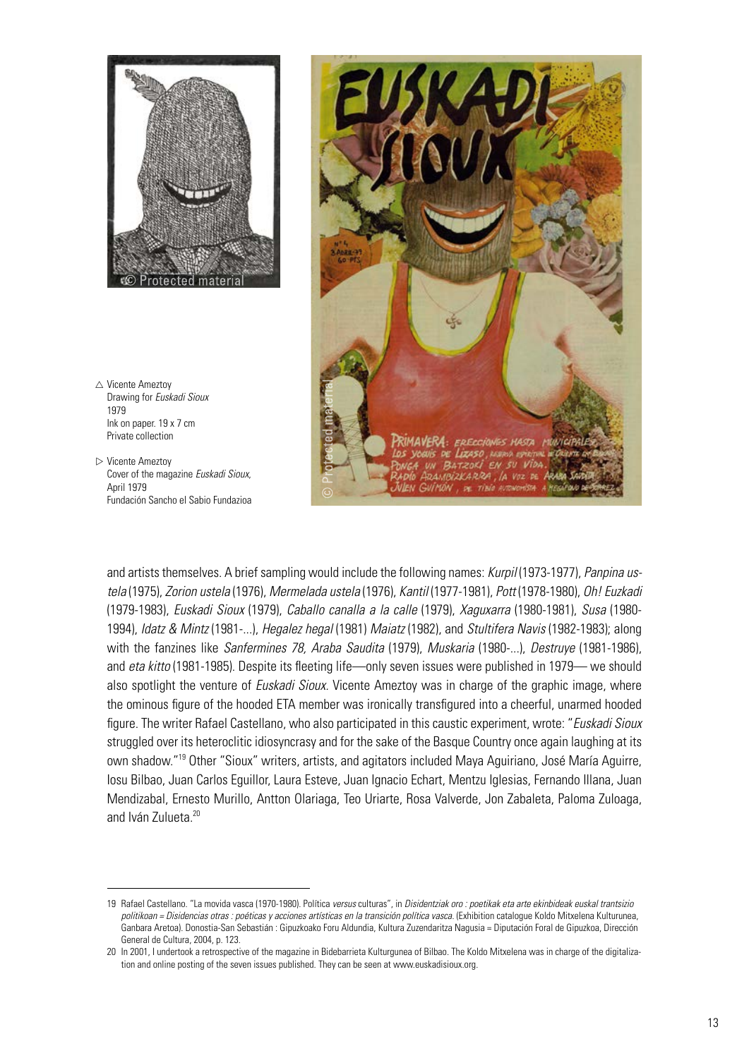△ Vicente Ameztoy
Drawing for *Euskadi Sioux*
1979
Ink on paper. 19 x 7 cm
Private collection

▷ Vicente Ameztoy
Cover of the magazine *Euskadi Sioux*,
April 1979
Fundación Sancho el Sabio Fundazioa

and artists themselves. A brief sampling would include the following names: *Kurpil* (1973-1977), *Panpina ustela* (1975), *Zorion ustela* (1976), *Mermelada ustela* (1976), *Kantil* (1977-1981), *Pott* (1978-1980), *Oh! Euzkadi* (1979-1983), *Euskadi Sioux* (1979), *Caballo canalla a la calle* (1979), *Xaguxarra* (1980-1981), *Susa* (1980-1994), *Idatz & Mintz* (1981-...), *Hegalez hegal* (1981) *Maiatz* (1982), and *Stultifera Navis* (1982-1983); along with the fanzines like *Sanfermines 78, Araba Saudita* (1979), *Muskaria* (1980-...), *Destruye* (1981-1986), and *eta kitto* (1981-1985). Despite its fleeting life—only seven issues were published in 1979— we should also spotlight the venture of *Euskadi Sioux.* Vicente Ameztoy was in charge of the graphic image, where the ominous figure of the hooded ETA member was ironically transfigured into a cheerful, unarmed hooded figure. The writer Rafael Castellano, who also participated in this caustic experiment, wrote: "*Euskadi Sioux* struggled over its heteroclitic idiosyncrasy and for the sake of the Basque Country once again laughing at its own shadow."[19] Other "Sioux" writers, artists, and agitators included Maya Aguiriano, José María Aguirre, Iosu Bilbao, Juan Carlos Eguillor, Laura Esteve, Juan Ignacio Echart, Mentzu Iglesias, Fernando Illana, Juan Mendizabal, Ernesto Murillo, Antton Olariaga, Teo Uriarte, Rosa Valverde, Jon Zabaleta, Paloma Zuloaga, and Iván Zulueta.[20]

---

19 Rafael Castellano. "La movida vasca (1970-1980). Política *versus* culturas", in *Disidentziak oro : poetikak eta arte ekinbideak euskal trantsizio politikoan = Disidencias otras : poéticas y acciones artísticas en la transición política vasca.* (Exhibition catalogue Koldo Mitxelena Kulturunea, Ganbara Aretoa). Donostia-San Sebastián : Gipuzkoako Foru Aldundia, Kultura Zuzendaritza Nagusia = Diputación Foral de Gipuzkoa, Dirección General de Cultura, 2004, p. 123.

20 In 2001, I undertook a retrospective of the magazine in Bidebarrieta Kulturgunea of Bilbao. The Koldo Mitxelena was in charge of the digitalization and online posting of the seven issues published. They can be seen at www.euskadisioux.org.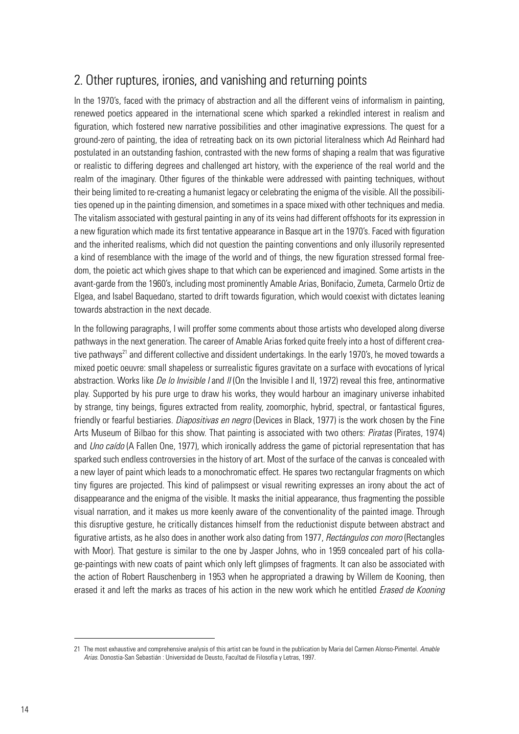## 2. Other ruptures, ironies, and vanishing and returning points

In the 1970's, faced with the primacy of abstraction and all the different veins of informalism in painting, renewed poetics appeared in the international scene which sparked a rekindled interest in realism and figuration, which fostered new narrative possibilities and other imaginative expressions. The quest for a ground-zero of painting, the idea of retreating back on its own pictorial literalness which Ad Reinhard had postulated in an outstanding fashion, contrasted with the new forms of shaping a realm that was figurative or realistic to differing degrees and challenged art history, with the experience of the real world and the realm of the imaginary. Other figures of the thinkable were addressed with painting techniques, without their being limited to re-creating a humanist legacy or celebrating the enigma of the visible. All the possibilities opened up in the painting dimension, and sometimes in a space mixed with other techniques and media. The vitalism associated with gestural painting in any of its veins had different offshoots for its expression in a new figuration which made its first tentative appearance in Basque art in the 1970's. Faced with figuration and the inherited realisms, which did not question the painting conventions and only illusorily represented a kind of resemblance with the image of the world and of things, the new figuration stressed formal freedom, the poietic act which gives shape to that which can be experienced and imagined. Some artists in the avant-garde from the 1960's, including most prominently Amable Arias, Bonifacio, Zumeta, Carmelo Ortiz de Elgea, and Isabel Baquedano, started to drift towards figuration, which would coexist with dictates leaning towards abstraction in the next decade.

In the following paragraphs, I will proffer some comments about those artists who developed along diverse pathways in the next generation. The career of Amable Arias forked quite freely into a host of different creative pathways[21] and different collective and dissident undertakings. In the early 1970's, he moved towards a mixed poetic oeuvre: small shapeless or surrealistic figures gravitate on a surface with evocations of lyrical abstraction. Works like *De lo Invisible I* and *II* (On the Invisible I and II, 1972) reveal this free, antinormative play. Supported by his pure urge to draw his works, they would harbour an imaginary universe inhabited by strange, tiny beings, figures extracted from reality, zoomorphic, hybrid, spectral, or fantastical figures, friendly or fearful bestiaries. *Diapositivas en negro* (Devices in Black, 1977) is the work chosen by the Fine Arts Museum of Bilbao for this show. That painting is associated with two others: *Piratas* (Pirates, 1974) and *Uno caído* (A Fallen One, 1977), which ironically address the game of pictorial representation that has sparked such endless controversies in the history of art. Most of the surface of the canvas is concealed with a new layer of paint which leads to a monochromatic effect. He spares two rectangular fragments on which tiny figures are projected. This kind of palimpsest or visual rewriting expresses an irony about the act of disappearance and the enigma of the visible. It masks the initial appearance, thus fragmenting the possible visual narration, and it makes us more keenly aware of the conventionality of the painted image. Through this disruptive gesture, he critically distances himself from the reductionist dispute between abstract and figurative artists, as he also does in another work also dating from 1977, *Rectángulos con moro* (Rectangles with Moor). That gesture is similar to the one by Jasper Johns, who in 1959 concealed part of his collage-paintings with new coats of paint which only left glimpses of fragments. It can also be associated with the action of Robert Rauschenberg in 1953 when he appropriated a drawing by Willem de Kooning, then erased it and left the marks as traces of his action in the new work which he entitled *Erased de Kooning*

---

21 The most exhaustive and comprehensive analysis of this artist can be found in the publication by Maria del Carmen Alonso-Pimentel. *Amable Arias*. Donostia-San Sebastián : Universidad de Deusto, Facultad de Filosofía y Letras, 1997.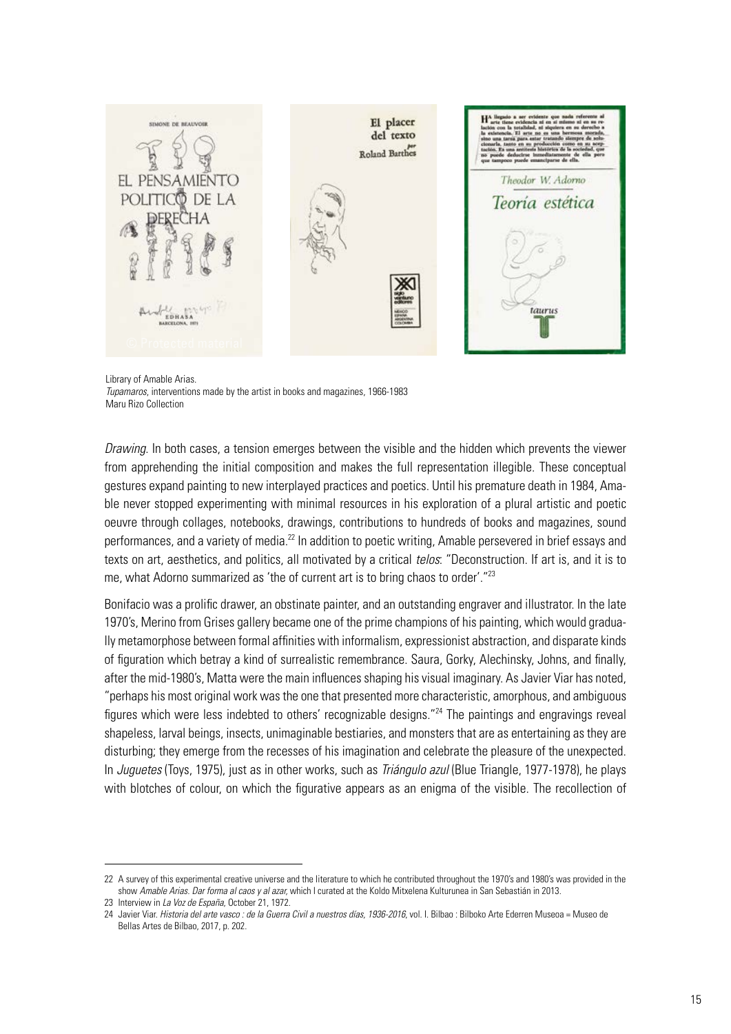Library of Amable Arias.
*Tupamaros*, interventions made by the artist in books and magazines, 1966-1983
Maru Rizo Collection

*Drawing*. In both cases, a tension emerges between the visible and the hidden which prevents the viewer from apprehending the initial composition and makes the full representation illegible. These conceptual gestures expand painting to new interplayed practices and poetics. Until his premature death in 1984, Amable never stopped experimenting with minimal resources in his exploration of a plural artistic and poetic oeuvre through collages, notebooks, drawings, contributions to hundreds of books and magazines, sound performances, and a variety of media.[22] In addition to poetic writing, Amable persevered in brief essays and texts on art, aesthetics, and politics, all motivated by a critical *telos*: "Deconstruction. If art is, and it is to me, what Adorno summarized as 'the of current art is to bring chaos to order'."[23]

Bonifacio was a prolific drawer, an obstinate painter, and an outstanding engraver and illustrator. In the late 1970's, Merino from Grises gallery became one of the prime champions of his painting, which would gradually metamorphose between formal affinities with informalism, expressionist abstraction, and disparate kinds of figuration which betray a kind of surrealistic remembrance. Saura, Gorky, Alechinsky, Johns, and finally, after the mid-1980's, Matta were the main influences shaping his visual imaginary. As Javier Viar has noted, "perhaps his most original work was the one that presented more characteristic, amorphous, and ambiguous figures which were less indebted to others' recognizable designs."[24] The paintings and engravings reveal shapeless, larval beings, insects, unimaginable bestiaries, and monsters that are as entertaining as they are disturbing; they emerge from the recesses of his imagination and celebrate the pleasure of the unexpected. In *Juguetes* (Toys, 1975), just as in other works, such as *Triángulo azul* (Blue Triangle, 1977-1978), he plays with blotches of colour, on which the figurative appears as an enigma of the visible. The recollection of

---

22 A survey of this experimental creative universe and the literature to which he contributed throughout the 1970's and 1980's was provided in the show *Amable Arias. Dar forma al caos y al azar*, which I curated at the Koldo Mitxelena Kulturunea in San Sebastián in 2013.

23 Interview in *La Voz de España*, October 21, 1972.

24 Javier Viar. *Historia del arte vasco : de la Guerra Civil a nuestros días, 1936-2016*, vol. I. Bilbao : Bilboko Arte Ederren Museoa = Museo de Bellas Artes de Bilbao, 2017, p. 202.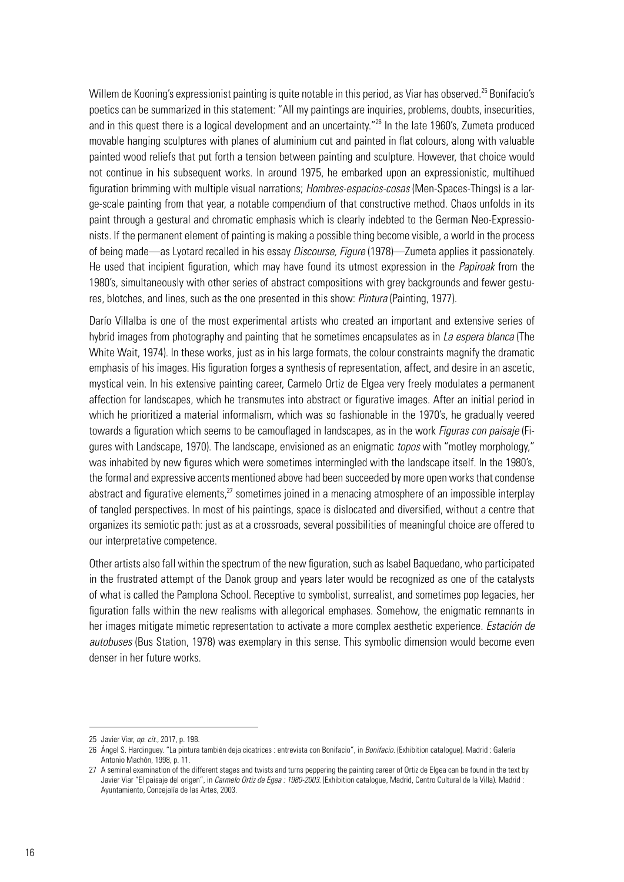Willem de Kooning's expressionist painting is quite notable in this period, as Viar has observed.[25] Bonifacio's poetics can be summarized in this statement: "All my paintings are inquiries, problems, doubts, insecurities, and in this quest there is a logical development and an uncertainty."[26] In the late 1960's, Zumeta produced movable hanging sculptures with planes of aluminium cut and painted in flat colours, along with valuable painted wood reliefs that put forth a tension between painting and sculpture. However, that choice would not continue in his subsequent works. In around 1975, he embarked upon an expressionistic, multihued figuration brimming with multiple visual narrations; *Hombres-espacios-cosas* (Men-Spaces-Things) is a large-scale painting from that year, a notable compendium of that constructive method. Chaos unfolds in its paint through a gestural and chromatic emphasis which is clearly indebted to the German Neo-Expressionists. If the permanent element of painting is making a possible thing become visible, a world in the process of being made—as Lyotard recalled in his essay *Discourse, Figure* (1978)—Zumeta applies it passionately. He used that incipient figuration, which may have found its utmost expression in the *Papiroak* from the 1980's, simultaneously with other series of abstract compositions with grey backgrounds and fewer gestures, blotches, and lines, such as the one presented in this show: *Pintura* (Painting, 1977).

Darío Villalba is one of the most experimental artists who created an important and extensive series of hybrid images from photography and painting that he sometimes encapsulates as in *La espera blanca* (The White Wait, 1974). In these works, just as in his large formats, the colour constraints magnify the dramatic emphasis of his images. His figuration forges a synthesis of representation, affect, and desire in an ascetic, mystical vein. In his extensive painting career, Carmelo Ortiz de Elgea very freely modulates a permanent affection for landscapes, which he transmutes into abstract or figurative images. After an initial period in which he prioritized a material informalism, which was so fashionable in the 1970's, he gradually veered towards a figuration which seems to be camouflaged in landscapes, as in the work *Figuras con paisaje* (Figures with Landscape, 1970). The landscape, envisioned as an enigmatic *topos* with "motley morphology," was inhabited by new figures which were sometimes intermingled with the landscape itself. In the 1980's, the formal and expressive accents mentioned above had been succeeded by more open works that condense abstract and figurative elements,[27] sometimes joined in a menacing atmosphere of an impossible interplay of tangled perspectives. In most of his paintings, space is dislocated and diversified, without a centre that organizes its semiotic path: just as at a crossroads, several possibilities of meaningful choice are offered to our interpretative competence.

Other artists also fall within the spectrum of the new figuration, such as Isabel Baquedano, who participated in the frustrated attempt of the Danok group and years later would be recognized as one of the catalysts of what is called the Pamplona School. Receptive to symbolist, surrealist, and sometimes pop legacies, her figuration falls within the new realisms with allegorical emphases. Somehow, the enigmatic remnants in her images mitigate mimetic representation to activate a more complex aesthetic experience. *Estación de autobuses* (Bus Station, 1978) was exemplary in this sense. This symbolic dimension would become even denser in her future works.

---

25 Javier Viar, *op. cit.*, 2017, p. 198.

26 Ángel S. Hardinguey. "La pintura también deja cicatrices : entrevista con Bonifacio", in *Bonifacio*. (Exhibition catalogue). Madrid : Galería Antonio Machón, 1998, p. 11.

27 A seminal examination of the different stages and twists and turns peppering the painting career of Ortiz de Elgea can be found in the text by Javier Viar "El paisaje del origen", in *Carmelo Ortiz de Egea : 1980-2003*. (Exhibition catalogue, Madrid, Centro Cultural de la Villa). Madrid : Ayuntamiento, Concejalía de las Artes, 2003.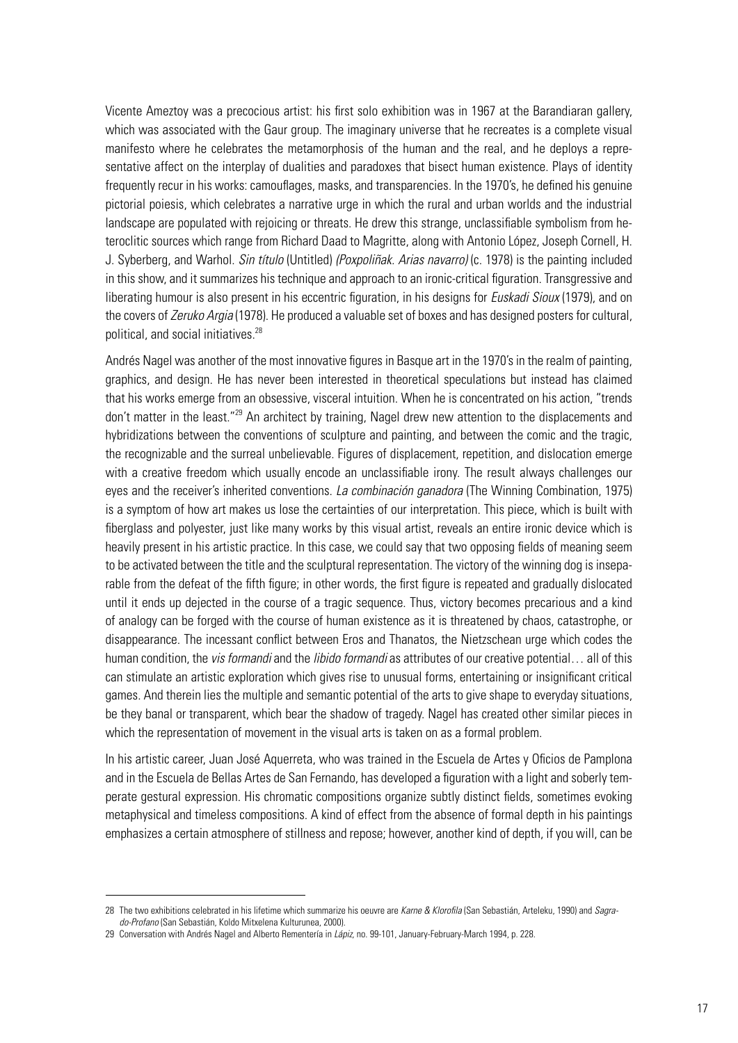Vicente Ameztoy was a precocious artist: his first solo exhibition was in 1967 at the Barandiaran gallery, which was associated with the Gaur group. The imaginary universe that he recreates is a complete visual manifesto where he celebrates the metamorphosis of the human and the real, and he deploys a representative affect on the interplay of dualities and paradoxes that bisect human existence. Plays of identity frequently recur in his works: camouflages, masks, and transparencies. In the 1970's, he defined his genuine pictorial poiesis, which celebrates a narrative urge in which the rural and urban worlds and the industrial landscape are populated with rejoicing or threats. He drew this strange, unclassifiable symbolism from heteroclitic sources which range from Richard Daad to Magritte, along with Antonio López, Joseph Cornell, H. J. Syberberg, and Warhol. *Sin título* (Untitled) *(Poxpoliñak. Arias navarro)* (c. 1978) is the painting included in this show, and it summarizes his technique and approach to an ironic-critical figuration. Transgressive and liberating humour is also present in his eccentric figuration, in his designs for *Euskadi Sioux* (1979), and on the covers of *Zeruko Argia* (1978). He produced a valuable set of boxes and has designed posters for cultural, political, and social initiatives.[28]

Andrés Nagel was another of the most innovative figures in Basque art in the 1970's in the realm of painting, graphics, and design. He has never been interested in theoretical speculations but instead has claimed that his works emerge from an obsessive, visceral intuition. When he is concentrated on his action, "trends don't matter in the least."[29] An architect by training, Nagel drew new attention to the displacements and hybridizations between the conventions of sculpture and painting, and between the comic and the tragic, the recognizable and the surreal unbelievable. Figures of displacement, repetition, and dislocation emerge with a creative freedom which usually encode an unclassifiable irony. The result always challenges our eyes and the receiver's inherited conventions. *La combinación ganadora* (The Winning Combination, 1975) is a symptom of how art makes us lose the certainties of our interpretation. This piece, which is built with fiberglass and polyester, just like many works by this visual artist, reveals an entire ironic device which is heavily present in his artistic practice. In this case, we could say that two opposing fields of meaning seem to be activated between the title and the sculptural representation. The victory of the winning dog is inseparable from the defeat of the fifth figure; in other words, the first figure is repeated and gradually dislocated until it ends up dejected in the course of a tragic sequence. Thus, victory becomes precarious and a kind of analogy can be forged with the course of human existence as it is threatened by chaos, catastrophe, or disappearance. The incessant conflict between Eros and Thanatos, the Nietzschean urge which codes the human condition, the *vis formandi* and the *libido formandi* as attributes of our creative potential… all of this can stimulate an artistic exploration which gives rise to unusual forms, entertaining or insignificant critical games. And therein lies the multiple and semantic potential of the arts to give shape to everyday situations, be they banal or transparent, which bear the shadow of tragedy. Nagel has created other similar pieces in which the representation of movement in the visual arts is taken on as a formal problem.

In his artistic career, Juan José Aquerreta, who was trained in the Escuela de Artes y Oficios de Pamplona and in the Escuela de Bellas Artes de San Fernando, has developed a figuration with a light and soberly temperate gestural expression. His chromatic compositions organize subtly distinct fields, sometimes evoking metaphysical and timeless compositions. A kind of effect from the absence of formal depth in his paintings emphasizes a certain atmosphere of stillness and repose; however, another kind of depth, if you will, can be

---

28 The two exhibitions celebrated in his lifetime which summarize his oeuvre are *Karne & Klorofila* (San Sebastián, Arteleku, 1990) and *Sagrado-Profano* (San Sebastián, Koldo Mitxelena Kulturunea, 2000).

29 Conversation with Andrés Nagel and Alberto Rementería in *Lápiz*, no. 99-101, January-February-March 1994, p. 228.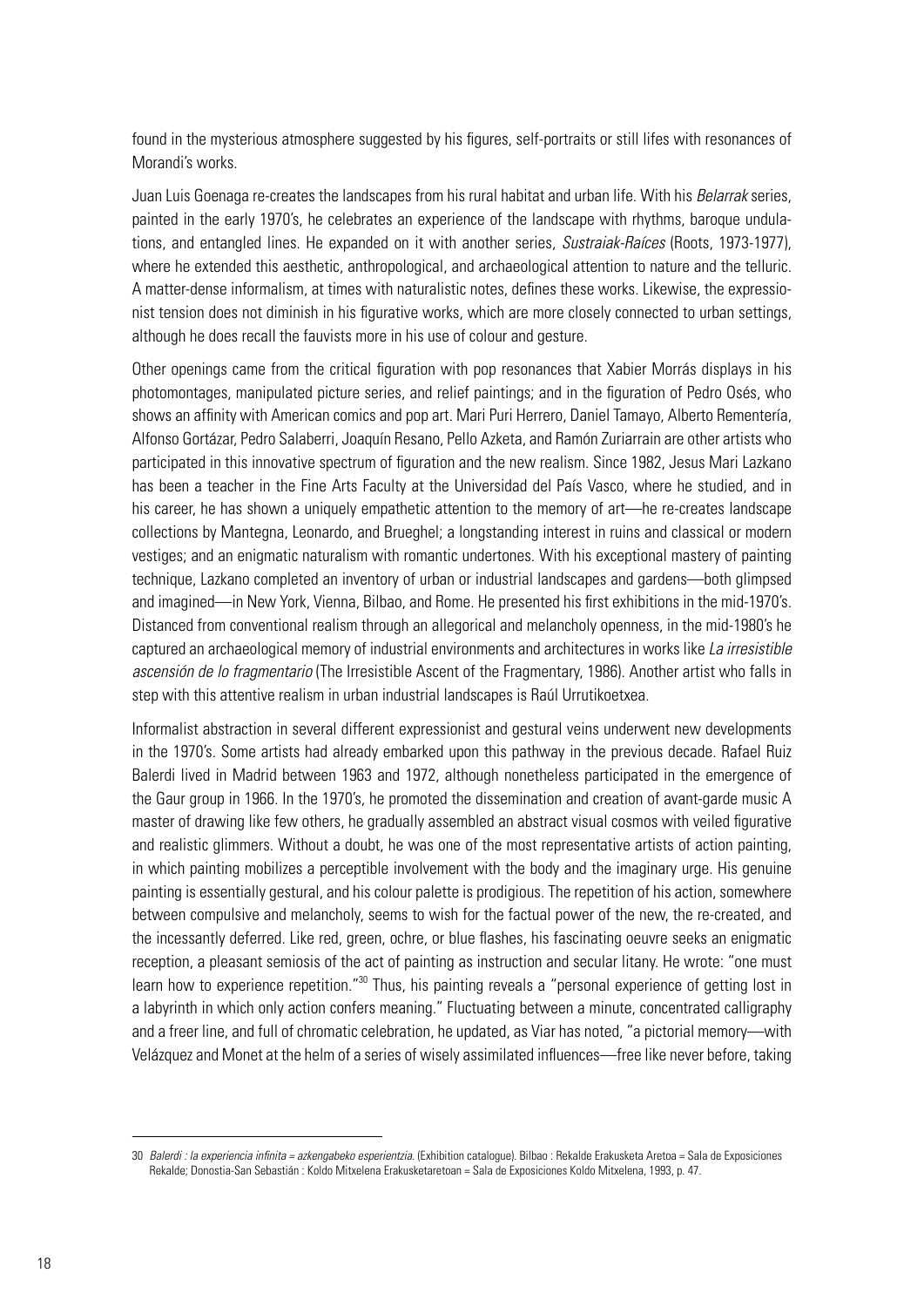found in the mysterious atmosphere suggested by his figures, self-portraits or still lifes with resonances of Morandi's works.

Juan Luis Goenaga re-creates the landscapes from his rural habitat and urban life. With his *Belarrak* series, painted in the early 1970's, he celebrates an experience of the landscape with rhythms, baroque undulations, and entangled lines. He expanded on it with another series, *Sustraiak-Raíces* (Roots, 1973-1977), where he extended this aesthetic, anthropological, and archaeological attention to nature and the telluric. A matter-dense informalism, at times with naturalistic notes, defines these works. Likewise, the expressionist tension does not diminish in his figurative works, which are more closely connected to urban settings, although he does recall the fauvists more in his use of colour and gesture.

Other openings came from the critical figuration with pop resonances that Xabier Morrás displays in his photomontages, manipulated picture series, and relief paintings; and in the figuration of Pedro Osés, who shows an affinity with American comics and pop art. Mari Puri Herrero, Daniel Tamayo, Alberto Rementería, Alfonso Gortázar, Pedro Salaberri, Joaquín Resano, Pello Azketa, and Ramón Zuriarrain are other artists who participated in this innovative spectrum of figuration and the new realism. Since 1982, Jesus Mari Lazkano has been a teacher in the Fine Arts Faculty at the Universidad del País Vasco, where he studied, and in his career, he has shown a uniquely empathetic attention to the memory of art—he re-creates landscape collections by Mantegna, Leonardo, and Brueghel; a longstanding interest in ruins and classical or modern vestiges; and an enigmatic naturalism with romantic undertones. With his exceptional mastery of painting technique, Lazkano completed an inventory of urban or industrial landscapes and gardens—both glimpsed and imagined—in New York, Vienna, Bilbao, and Rome. He presented his first exhibitions in the mid-1970's. Distanced from conventional realism through an allegorical and melancholy openness, in the mid-1980's he captured an archaeological memory of industrial environments and architectures in works like *La irresistible ascensión de lo fragmentario* (The Irresistible Ascent of the Fragmentary, 1986). Another artist who falls in step with this attentive realism in urban industrial landscapes is Raúl Urrutikoetxea.

Informalist abstraction in several different expressionist and gestural veins underwent new developments in the 1970's. Some artists had already embarked upon this pathway in the previous decade. Rafael Ruiz Balerdi lived in Madrid between 1963 and 1972, although nonetheless participated in the emergence of the Gaur group in 1966. In the 1970's, he promoted the dissemination and creation of avant-garde music A master of drawing like few others, he gradually assembled an abstract visual cosmos with veiled figurative and realistic glimmers. Without a doubt, he was one of the most representative artists of action painting, in which painting mobilizes a perceptible involvement with the body and the imaginary urge. His genuine painting is essentially gestural, and his colour palette is prodigious. The repetition of his action, somewhere between compulsive and melancholy, seems to wish for the factual power of the new, the re-created, and the incessantly deferred. Like red, green, ochre, or blue flashes, his fascinating oeuvre seeks an enigmatic reception, a pleasant semiosis of the act of painting as instruction and secular litany. He wrote: "one must learn how to experience repetition."[30] Thus, his painting reveals a "personal experience of getting lost in a labyrinth in which only action confers meaning." Fluctuating between a minute, concentrated calligraphy and a freer line, and full of chromatic celebration, he updated, as Viar has noted, "a pictorial memory—with Velázquez and Monet at the helm of a series of wisely assimilated influences—free like never before, taking

---

30 *Balerdi : la experiencia infinita = azkengabeko esperientzia.* (Exhibition catalogue). Bilbao : Rekalde Erakusketa Aretoa = Sala de Exposiciones Rekalde; Donostia-San Sebastián : Koldo Mitxelena Erakusketaretoan = Sala de Exposiciones Koldo Mitxelena, 1993, p. 47.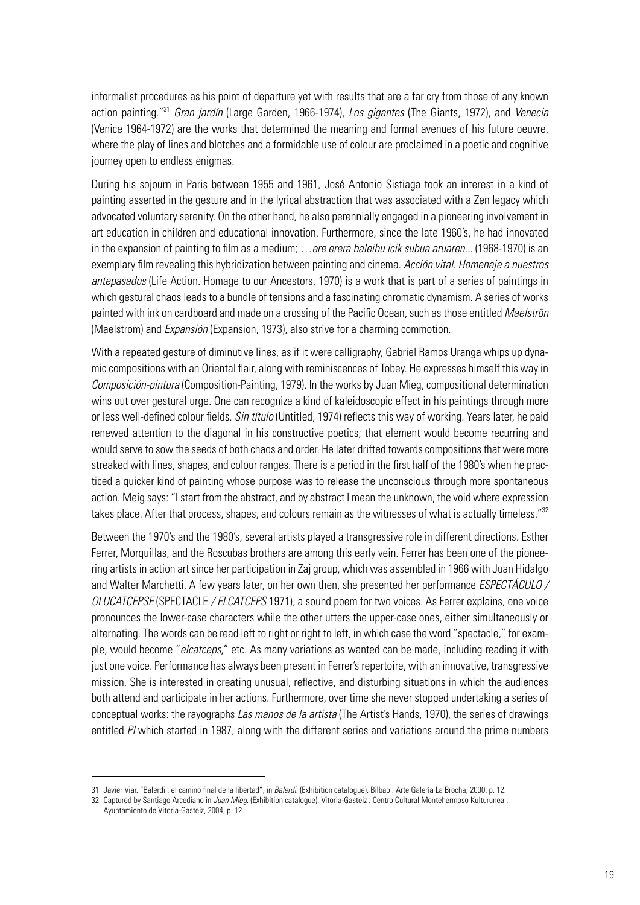informalist procedures as his point of departure yet with results that are a far cry from those of any known action painting."[31] *Gran jardín* (Large Garden, 1966-1974), *Los gigantes* (The Giants, 1972), and *Venecia* (Venice 1964-1972) are the works that determined the meaning and formal avenues of his future oeuvre, where the play of lines and blotches and a formidable use of colour are proclaimed in a poetic and cognitive journey open to endless enigmas.

During his sojourn in Paris between 1955 and 1961, José Antonio Sistiaga took an interest in a kind of painting asserted in the gesture and in the lyrical abstraction that was associated with a Zen legacy which advocated voluntary serenity. On the other hand, he also perennially engaged in a pioneering involvement in art education in children and educational innovation. Furthermore, since the late 1960's, he had innovated in the expansion of painting to film as a medium; *…ere erera baleibu icik subua aruaren…* (1968-1970) is an exemplary film revealing this hybridization between painting and cinema. *Acción vital. Homenaje a nuestros antepasados* (Life Action. Homage to our Ancestors, 1970) is a work that is part of a series of paintings in which gestural chaos leads to a bundle of tensions and a fascinating chromatic dynamism. A series of works painted with ink on cardboard and made on a crossing of the Pacific Ocean, such as those entitled *Maelströn* (Maelstrom) and *Expansión* (Expansion, 1973), also strive for a charming commotion.

With a repeated gesture of diminutive lines, as if it were calligraphy, Gabriel Ramos Uranga whips up dynamic compositions with an Oriental flair, along with reminiscences of Tobey. He expresses himself this way in *Composición-pintura* (Composition-Painting, 1979). In the works by Juan Mieg, compositional determination wins out over gestural urge. One can recognize a kind of kaleidoscopic effect in his paintings through more or less well-defined colour fields. *Sin título* (Untitled, 1974) reflects this way of working. Years later, he paid renewed attention to the diagonal in his constructive poetics; that element would become recurring and would serve to sow the seeds of both chaos and order. He later drifted towards compositions that were more streaked with lines, shapes, and colour ranges. There is a period in the first half of the 1980's when he practiced a quicker kind of painting whose purpose was to release the unconscious through more spontaneous action. Meig says: "I start from the abstract, and by abstract I mean the unknown, the void where expression takes place. After that process, shapes, and colours remain as the witnesses of what is actually timeless."[32]

Between the 1970's and the 1980's, several artists played a transgressive role in different directions. Esther Ferrer, Morquillas, and the Roscubas brothers are among this early vein. Ferrer has been one of the pioneering artists in action art since her participation in Zaj group, which was assembled in 1966 with Juan Hidalgo and Walter Marchetti. A few years later, on her own then, she presented her performance *ESPECTÁCULO / OLUCATCEPSE* (SPECTACLE */ ELCATCEPS* 1971), a sound poem for two voices. As Ferrer explains, one voice pronounces the lower-case characters while the other utters the upper-case ones, either simultaneously or alternating. The words can be read left to right or right to left, in which case the word "spectacle," for example, would become "*elcatceps*," etc. As many variations as wanted can be made, including reading it with just one voice. Performance has always been present in Ferrer's repertoire, with an innovative, transgressive mission. She is interested in creating unusual, reflective, and disturbing situations in which the audiences both attend and participate in her actions. Furthermore, over time she never stopped undertaking a series of conceptual works: the rayographs *Las manos de la artista* (The Artist's Hands, 1970), the series of drawings entitled *PI* which started in 1987, along with the different series and variations around the prime numbers

---

31 Javier Viar. "Balerdi : el camino final de la libertad", in *Balerdi*. (Exhibition catalogue). Bilbao : Arte Galería La Brocha, 2000, p. 12.

32 Captured by Santiago Arcediano in *Juan Mieg*. (Exhibition catalogue). Vitoria-Gasteiz : Centro Cultural Montehermoso Kulturunea : Ayuntamiento de Vitoria-Gasteiz, 2004, p. 12.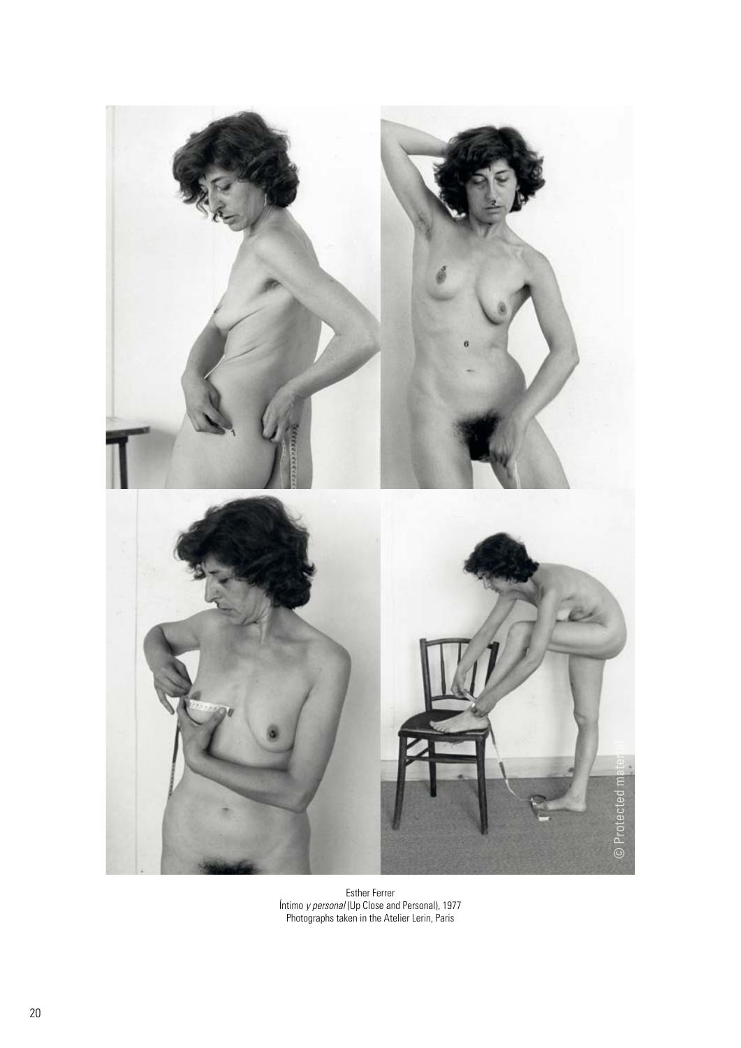Esther Ferrer
Íntimo *y personal* (Up Close and Personal), 1977
Photographs taken in the Atelier Lerin, Paris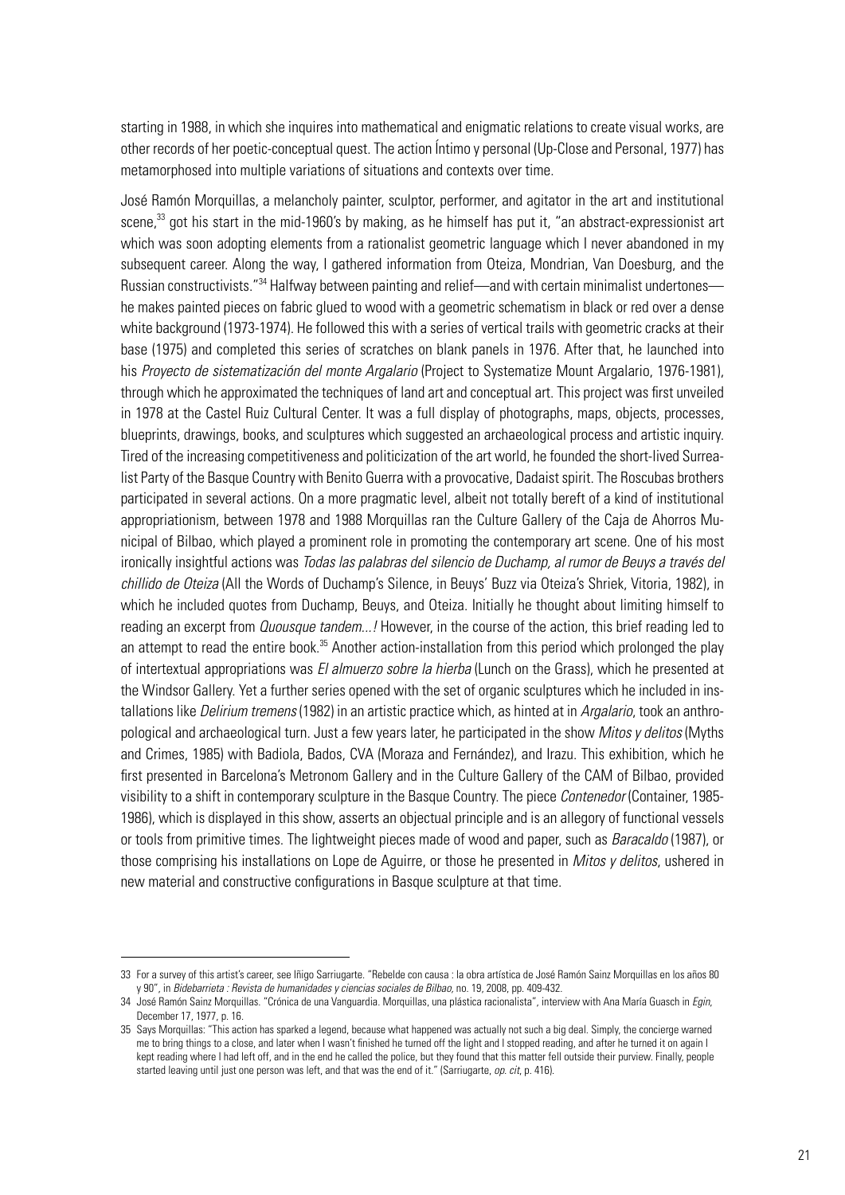starting in 1988, in which she inquires into mathematical and enigmatic relations to create visual works, are other records of her poetic-conceptual quest. The action Íntimo y personal (Up-Close and Personal, 1977) has metamorphosed into multiple variations of situations and contexts over time.

José Ramón Morquillas, a melancholy painter, sculptor, performer, and agitator in the art and institutional scene,[33] got his start in the mid-1960's by making, as he himself has put it, "an abstract-expressionist art which was soon adopting elements from a rationalist geometric language which I never abandoned in my subsequent career. Along the way, I gathered information from Oteiza, Mondrian, Van Doesburg, and the Russian constructivists."[34] Halfway between painting and relief—and with certain minimalist undertones—he makes painted pieces on fabric glued to wood with a geometric schematism in black or red over a dense white background (1973-1974). He followed this with a series of vertical trails with geometric cracks at their base (1975) and completed this series of scratches on blank panels in 1976. After that, he launched into his *Proyecto de sistematización del monte Argalario* (Project to Systematize Mount Argalario, 1976-1981), through which he approximated the techniques of land art and conceptual art. This project was first unveiled in 1978 at the Castel Ruiz Cultural Center. It was a full display of photographs, maps, objects, processes, blueprints, drawings, books, and sculptures which suggested an archaeological process and artistic inquiry. Tired of the increasing competitiveness and politicization of the art world, he founded the short-lived Surrealist Party of the Basque Country with Benito Guerra with a provocative, Dadaist spirit. The Roscubas brothers participated in several actions. On a more pragmatic level, albeit not totally bereft of a kind of institutional appropriationism, between 1978 and 1988 Morquillas ran the Culture Gallery of the Caja de Ahorros Municipal of Bilbao, which played a prominent role in promoting the contemporary art scene. One of his most ironically insightful actions was *Todas las palabras del silencio de Duchamp, al rumor de Beuys a través del chillido de Oteiza* (All the Words of Duchamp's Silence, in Beuys' Buzz via Oteiza's Shriek, Vitoria, 1982), in which he included quotes from Duchamp, Beuys, and Oteiza. Initially he thought about limiting himself to reading an excerpt from *Quousque tandem...!* However, in the course of the action, this brief reading led to an attempt to read the entire book.[35] Another action-installation from this period which prolonged the play of intertextual appropriations was *El almuerzo sobre la hierba* (Lunch on the Grass), which he presented at the Windsor Gallery. Yet a further series opened with the set of organic sculptures which he included in installations like *Delirium tremens* (1982) in an artistic practice which, as hinted at in *Argalario*, took an anthropological and archaeological turn. Just a few years later, he participated in the show *Mitos y delitos* (Myths and Crimes, 1985) with Badiola, Bados, CVA (Moraza and Fernández), and Irazu. This exhibition, which he first presented in Barcelona's Metronom Gallery and in the Culture Gallery of the CAM of Bilbao, provided visibility to a shift in contemporary sculpture in the Basque Country. The piece *Contenedor* (Container, 1985-1986), which is displayed in this show, asserts an objectual principle and is an allegory of functional vessels or tools from primitive times. The lightweight pieces made of wood and paper, such as *Baracaldo* (1987), or those comprising his installations on Lope de Aguirre, or those he presented in *Mitos y delitos*, ushered in new material and constructive configurations in Basque sculpture at that time.

---

33 For a survey of this artist's career, see Iñigo Sarriugarte. "Rebelde con causa : la obra artística de José Ramón Sainz Morquillas en los años 80 y 90", in *Bidebarrieta : Revista de humanidades y ciencias sociales de Bilbao*, no. 19, 2008, pp. 409-432.

34 José Ramón Sainz Morquillas. "Crónica de una Vanguardia. Morquillas, una plástica racionalista", interview with Ana María Guasch in *Egin*, December 17, 1977, p. 16.

35 Says Morquillas: "This action has sparked a legend, because what happened was actually not such a big deal. Simply, the concierge warned me to bring things to a close, and later when I wasn't finished he turned off the light and I stopped reading, and after he turned it on again I kept reading where I had left off, and in the end he called the police, but they found that this matter fell outside their purview. Finally, people started leaving until just one person was left, and that was the end of it." (Sarriugarte, *op. cit*, p. 416).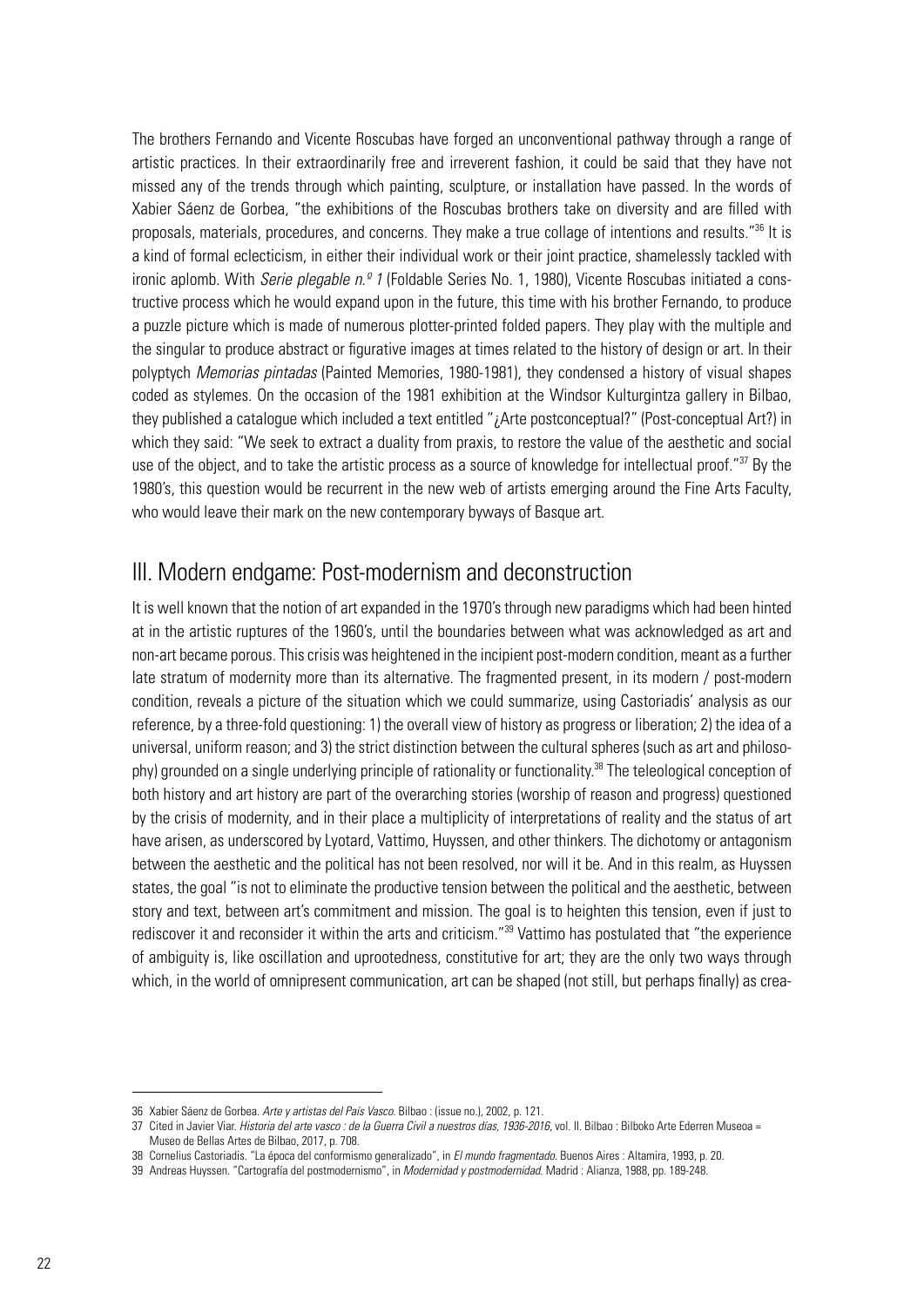The brothers Fernando and Vicente Roscubas have forged an unconventional pathway through a range of artistic practices. In their extraordinarily free and irreverent fashion, it could be said that they have not missed any of the trends through which painting, sculpture, or installation have passed. In the words of Xabier Sáenz de Gorbea, "the exhibitions of the Roscubas brothers take on diversity and are filled with proposals, materials, procedures, and concerns. They make a true collage of intentions and results."[36] It is a kind of formal eclecticism, in either their individual work or their joint practice, shamelessly tackled with ironic aplomb. With *Serie plegable n.º 1* (Foldable Series No. 1, 1980), Vicente Roscubas initiated a constructive process which he would expand upon in the future, this time with his brother Fernando, to produce a puzzle picture which is made of numerous plotter-printed folded papers. They play with the multiple and the singular to produce abstract or figurative images at times related to the history of design or art. In their polyptych *Memorias pintadas* (Painted Memories, 1980-1981), they condensed a history of visual shapes coded as stylemes. On the occasion of the 1981 exhibition at the Windsor Kulturgintza gallery in Bilbao, they published a catalogue which included a text entitled "¿Arte postconceptual?" (Post-conceptual Art?) in which they said: "We seek to extract a duality from praxis, to restore the value of the aesthetic and social use of the object, and to take the artistic process as a source of knowledge for intellectual proof."[37] By the 1980's, this question would be recurrent in the new web of artists emerging around the Fine Arts Faculty, who would leave their mark on the new contemporary byways of Basque art.

## III. Modern endgame: Post-modernism and deconstruction

It is well known that the notion of art expanded in the 1970's through new paradigms which had been hinted at in the artistic ruptures of the 1960's, until the boundaries between what was acknowledged as art and non-art became porous. This crisis was heightened in the incipient post-modern condition, meant as a further late stratum of modernity more than its alternative. The fragmented present, in its modern / post-modern condition, reveals a picture of the situation which we could summarize, using Castoriadis' analysis as our reference, by a three-fold questioning: 1) the overall view of history as progress or liberation; 2) the idea of a universal, uniform reason; and 3) the strict distinction between the cultural spheres (such as art and philosophy) grounded on a single underlying principle of rationality or functionality.[38] The teleological conception of both history and art history are part of the overarching stories (worship of reason and progress) questioned by the crisis of modernity, and in their place a multiplicity of interpretations of reality and the status of art have arisen, as underscored by Lyotard, Vattimo, Huyssen, and other thinkers. The dichotomy or antagonism between the aesthetic and the political has not been resolved, nor will it be. And in this realm, as Huyssen states, the goal "is not to eliminate the productive tension between the political and the aesthetic, between story and text, between art's commitment and mission. The goal is to heighten this tension, even if just to rediscover it and reconsider it within the arts and criticism."[39] Vattimo has postulated that "the experience of ambiguity is, like oscillation and uprootedness, constitutive for art; they are the only two ways through which, in the world of omnipresent communication, art can be shaped (not still, but perhaps finally) as crea-

---

36 Xabier Sáenz de Gorbea. *Arte y artistas del País Vasco*. Bilbao : (issue no.), 2002, p. 121.

37 Cited in Javier Viar. *Historia del arte vasco : de la Guerra Civil a nuestros días, 1936-2016*, vol. II. Bilbao : Bilboko Arte Ederren Museoa = Museo de Bellas Artes de Bilbao, 2017, p. 708.

38 Cornelius Castoriadis. "La época del conformismo generalizado", in *El mundo fragmentado*. Buenos Aires : Altamira, 1993, p. 20.

39 Andreas Huyssen. "Cartografía del postmodernismo", in *Modernidad y postmodernidad*. Madrid : Alianza, 1988, pp. 189-248.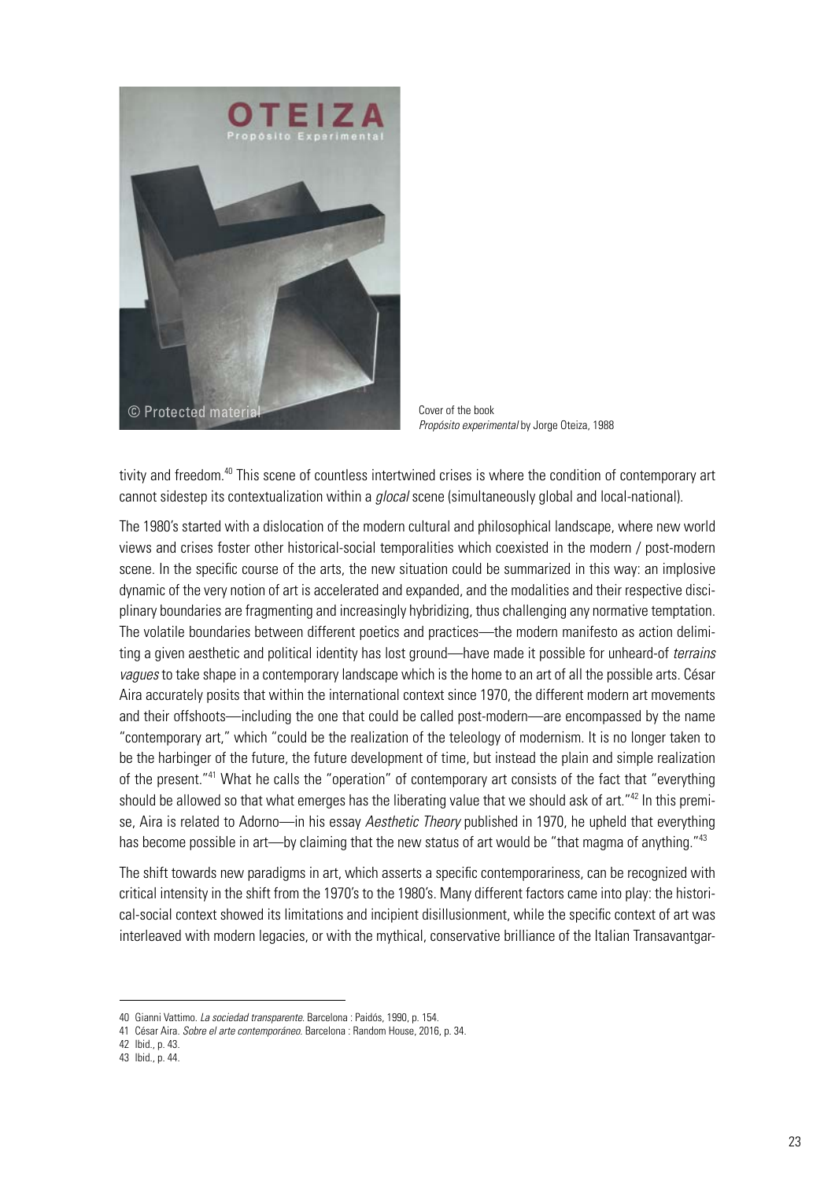Cover of the book
*Propósito experimental* by Jorge Oteiza, 1988

tivity and freedom.[40] This scene of countless intertwined crises is where the condition of contemporary art cannot sidestep its contextualization within a *glocal* scene (simultaneously global and local-national).

The 1980's started with a dislocation of the modern cultural and philosophical landscape, where new world views and crises foster other historical-social temporalities which coexisted in the modern / post-modern scene. In the specific course of the arts, the new situation could be summarized in this way: an implosive dynamic of the very notion of art is accelerated and expanded, and the modalities and their respective disciplinary boundaries are fragmenting and increasingly hybridizing, thus challenging any normative temptation. The volatile boundaries between different poetics and practices—the modern manifesto as action delimiting a given aesthetic and political identity has lost ground—have made it possible for unheard-of *terrains vagues* to take shape in a contemporary landscape which is the home to an art of all the possible arts. César Aira accurately posits that within the international context since 1970, the different modern art movements and their offshoots—including the one that could be called post-modern—are encompassed by the name "contemporary art," which "could be the realization of the teleology of modernism. It is no longer taken to be the harbinger of the future, the future development of time, but instead the plain and simple realization of the present."[41] What he calls the "operation" of contemporary art consists of the fact that "everything should be allowed so that what emerges has the liberating value that we should ask of art."[42] In this premise, Aira is related to Adorno—in his essay *Aesthetic Theory* published in 1970, he upheld that everything has become possible in art—by claiming that the new status of art would be "that magma of anything."[43]

The shift towards new paradigms in art, which asserts a specific contemporariness, can be recognized with critical intensity in the shift from the 1970's to the 1980's. Many different factors came into play: the historical-social context showed its limitations and incipient disillusionment, while the specific context of art was interleaved with modern legacies, or with the mythical, conservative brilliance of the Italian Transavantgar-

40 Gianni Vattimo. *La sociedad transparente*. Barcelona : Paidós, 1990, p. 154.

41 César Aira. *Sobre el arte contemporáneo*. Barcelona : Random House, 2016, p. 34.

42 Ibid., p. 43.

43 Ibid., p. 44.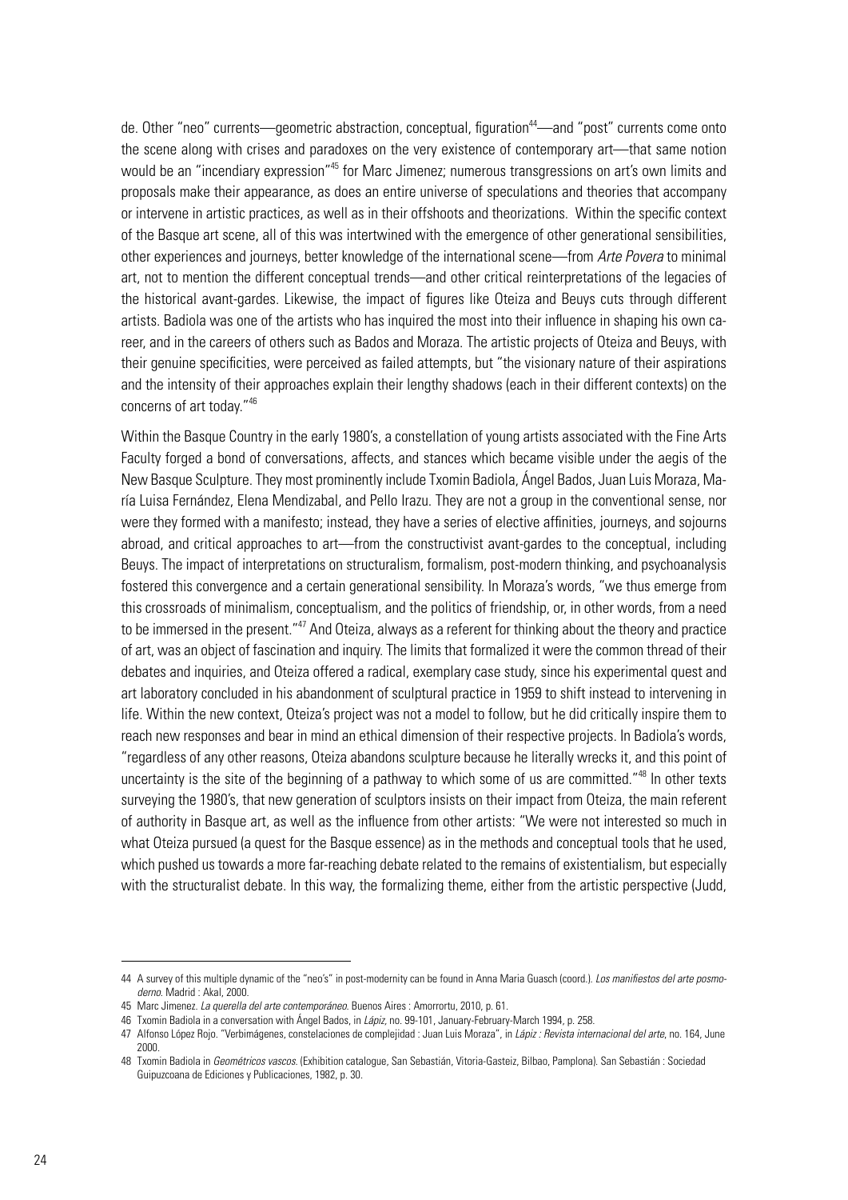de. Other "neo" currents—geometric abstraction, conceptual, figuration[44]—and "post" currents come onto the scene along with crises and paradoxes on the very existence of contemporary art—that same notion would be an "incendiary expression"[45] for Marc Jimenez; numerous transgressions on art's own limits and proposals make their appearance, as does an entire universe of speculations and theories that accompany or intervene in artistic practices, as well as in their offshoots and theorizations. Within the specific context of the Basque art scene, all of this was intertwined with the emergence of other generational sensibilities, other experiences and journeys, better knowledge of the international scene—from *Arte Povera* to minimal art, not to mention the different conceptual trends—and other critical reinterpretations of the legacies of the historical avant-gardes. Likewise, the impact of figures like Oteiza and Beuys cuts through different artists. Badiola was one of the artists who has inquired the most into their influence in shaping his own career, and in the careers of others such as Bados and Moraza. The artistic projects of Oteiza and Beuys, with their genuine specificities, were perceived as failed attempts, but "the visionary nature of their aspirations and the intensity of their approaches explain their lengthy shadows (each in their different contexts) on the concerns of art today."[46]

Within the Basque Country in the early 1980's, a constellation of young artists associated with the Fine Arts Faculty forged a bond of conversations, affects, and stances which became visible under the aegis of the New Basque Sculpture. They most prominently include Txomin Badiola, Ángel Bados, Juan Luis Moraza, María Luisa Fernández, Elena Mendizabal, and Pello Irazu. They are not a group in the conventional sense, nor were they formed with a manifesto; instead, they have a series of elective affinities, journeys, and sojourns abroad, and critical approaches to art—from the constructivist avant-gardes to the conceptual, including Beuys. The impact of interpretations on structuralism, formalism, post-modern thinking, and psychoanalysis fostered this convergence and a certain generational sensibility. In Moraza's words, "we thus emerge from this crossroads of minimalism, conceptualism, and the politics of friendship, or, in other words, from a need to be immersed in the present."[47] And Oteiza, always as a referent for thinking about the theory and practice of art, was an object of fascination and inquiry. The limits that formalized it were the common thread of their debates and inquiries, and Oteiza offered a radical, exemplary case study, since his experimental quest and art laboratory concluded in his abandonment of sculptural practice in 1959 to shift instead to intervening in life. Within the new context, Oteiza's project was not a model to follow, but he did critically inspire them to reach new responses and bear in mind an ethical dimension of their respective projects. In Badiola's words, "regardless of any other reasons, Oteiza abandons sculpture because he literally wrecks it, and this point of uncertainty is the site of the beginning of a pathway to which some of us are committed."[48] In other texts surveying the 1980's, that new generation of sculptors insists on their impact from Oteiza, the main referent of authority in Basque art, as well as the influence from other artists: "We were not interested so much in what Oteiza pursued (a quest for the Basque essence) as in the methods and conceptual tools that he used, which pushed us towards a more far-reaching debate related to the remains of existentialism, but especially with the structuralist debate. In this way, the formalizing theme, either from the artistic perspective (Judd,

---

44 A survey of this multiple dynamic of the "neo's" in post-modernity can be found in Anna Maria Guasch (coord.). *Los manifiestos del arte posmoderno*. Madrid : Akal, 2000.

45 Marc Jimenez. *La querella del arte contemporáneo*. Buenos Aires : Amorrortu, 2010, p. 61.

46 Txomin Badiola in a conversation with Ángel Bados, in *Lápiz*, no. 99-101, January-February-March 1994, p. 258.

47 Alfonso López Rojo. "Verbimágenes, constelaciones de complejidad : Juan Luis Moraza", in *Lápiz : Revista internacional del arte*, no. 164, June 2000.

48 Txomin Badiola in *Geométricos vascos*. (Exhibition catalogue, San Sebastián, Vitoria-Gasteiz, Bilbao, Pamplona). San Sebastián : Sociedad Guipuzcoana de Ediciones y Publicaciones, 1982, p. 30.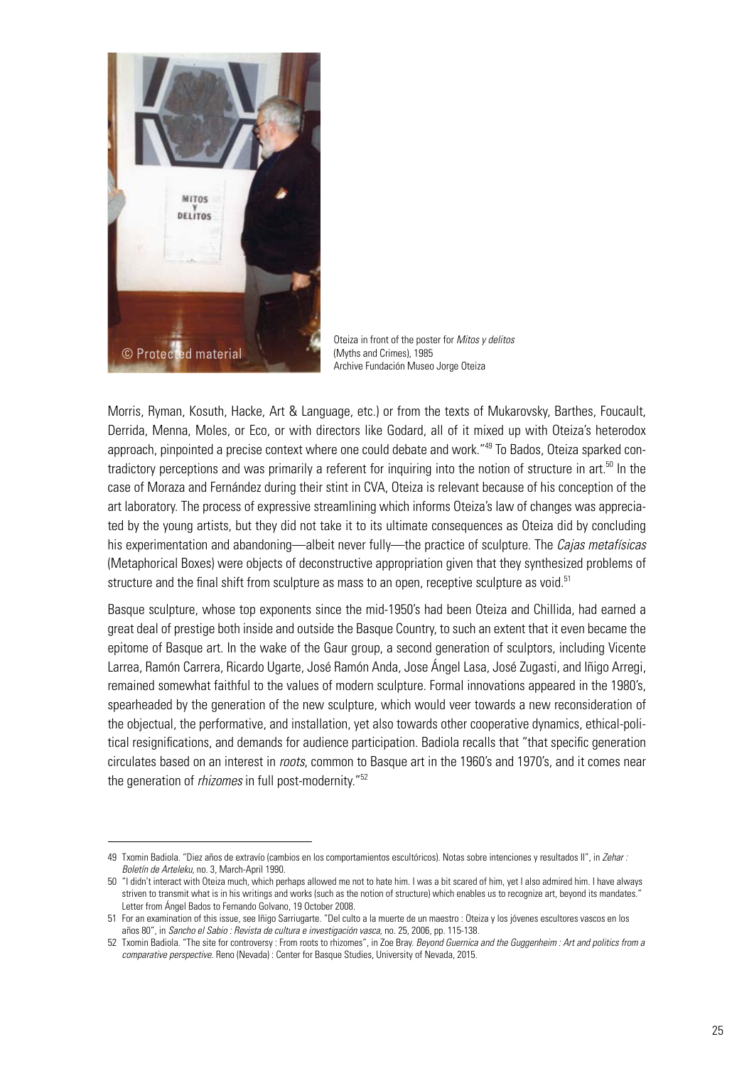Oteiza in front of the poster for *Mitos y delitos* (Myths and Crimes), 1985
Archive Fundación Museo Jorge Oteiza

Morris, Ryman, Kosuth, Hacke, Art & Language, etc.) or from the texts of Mukarovsky, Barthes, Foucault, Derrida, Menna, Moles, or Eco, or with directors like Godard, all of it mixed up with Oteiza's heterodox approach, pinpointed a precise context where one could debate and work."[49] To Bados, Oteiza sparked contradictory perceptions and was primarily a referent for inquiring into the notion of structure in art.[50] In the case of Moraza and Fernández during their stint in CVA, Oteiza is relevant because of his conception of the art laboratory. The process of expressive streamlining which informs Oteiza's law of changes was appreciated by the young artists, but they did not take it to its ultimate consequences as Oteiza did by concluding his experimentation and abandoning—albeit never fully—the practice of sculpture. The *Cajas metafísicas* (Metaphorical Boxes) were objects of deconstructive appropriation given that they synthesized problems of structure and the final shift from sculpture as mass to an open, receptive sculpture as void.[51]

Basque sculpture, whose top exponents since the mid-1950's had been Oteiza and Chillida, had earned a great deal of prestige both inside and outside the Basque Country, to such an extent that it even became the epitome of Basque art. In the wake of the Gaur group, a second generation of sculptors, including Vicente Larrea, Ramón Carrera, Ricardo Ugarte, José Ramón Anda, Jose Ángel Lasa, José Zugasti, and Iñigo Arregi, remained somewhat faithful to the values of modern sculpture. Formal innovations appeared in the 1980's, spearheaded by the generation of the new sculpture, which would veer towards a new reconsideration of the objectual, the performative, and installation, yet also towards other cooperative dynamics, ethical-political resignifications, and demands for audience participation. Badiola recalls that "that specific generation circulates based on an interest in *roots*, common to Basque art in the 1960's and 1970's, and it comes near the generation of *rhizomes* in full post-modernity."[52]

---

49 Txomin Badiola. "Diez años de extravío (cambios en los comportamientos escultóricos). Notas sobre intenciones y resultados II", in *Zehar : Boletín de Arteleku*, no. 3, March-April 1990.

50 "I didn't interact with Oteiza much, which perhaps allowed me not to hate him. I was a bit scared of him, yet I also admired him. I have always striven to transmit what is in his writings and works (such as the notion of structure) which enables us to recognize art, beyond its mandates." Letter from Ángel Bados to Fernando Golvano, 19 October 2008.

51 For an examination of this issue, see Iñigo Sarriugarte. "Del culto a la muerte de un maestro : Oteiza y los jóvenes escultores vascos en los años 80", in *Sancho el Sabio : Revista de cultura e investigación vasca*, no. 25, 2006, pp. 115-138.

52 Txomin Badiola. "The site for controversy : From roots to rhizomes", in Zoe Bray. *Beyond Guernica and the Guggenheim : Art and politics from a comparative perspective*. Reno (Nevada) : Center for Basque Studies, University of Nevada, 2015.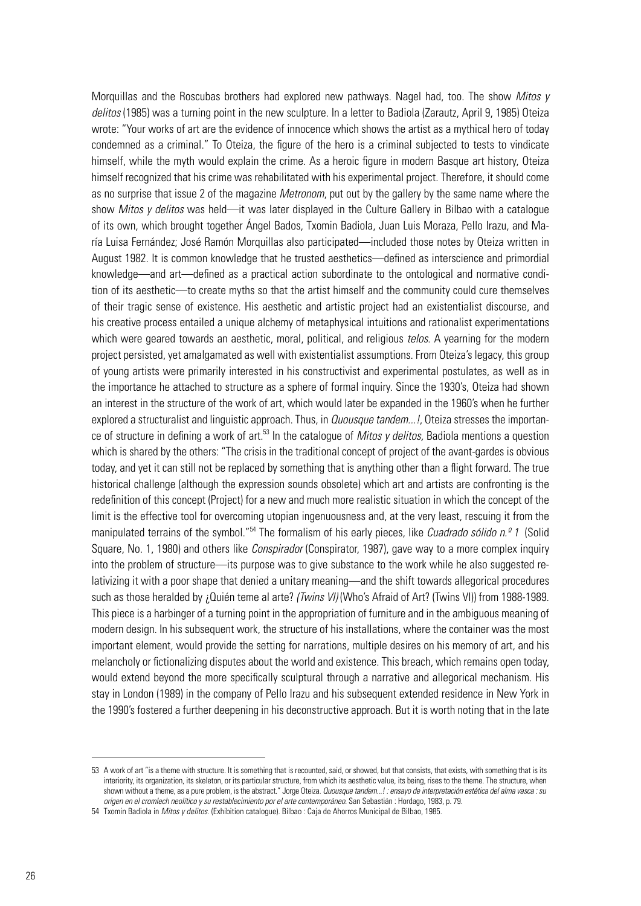Morquillas and the Roscubas brothers had explored new pathways. Nagel had, too. The show *Mitos y delitos* (1985) was a turning point in the new sculpture. In a letter to Badiola (Zarautz, April 9, 1985) Oteiza wrote: "Your works of art are the evidence of innocence which shows the artist as a mythical hero of today condemned as a criminal." To Oteiza, the figure of the hero is a criminal subjected to tests to vindicate himself, while the myth would explain the crime. As a heroic figure in modern Basque art history, Oteiza himself recognized that his crime was rehabilitated with his experimental project. Therefore, it should come as no surprise that issue 2 of the magazine *Metronom*, put out by the gallery by the same name where the show *Mitos y delitos* was held—it was later displayed in the Culture Gallery in Bilbao with a catalogue of its own, which brought together Ángel Bados, Txomin Badiola, Juan Luis Moraza, Pello Irazu, and María Luisa Fernández; José Ramón Morquillas also participated—included those notes by Oteiza written in August 1982. It is common knowledge that he trusted aesthetics—defined as interscience and primordial knowledge—and art—defined as a practical action subordinate to the ontological and normative condition of its aesthetic—to create myths so that the artist himself and the community could cure themselves of their tragic sense of existence. His aesthetic and artistic project had an existentialist discourse, and his creative process entailed a unique alchemy of metaphysical intuitions and rationalist experimentations which were geared towards an aesthetic, moral, political, and religious *telos*. A yearning for the modern project persisted, yet amalgamated as well with existentialist assumptions. From Oteiza's legacy, this group of young artists were primarily interested in his constructivist and experimental postulates, as well as in the importance he attached to structure as a sphere of formal inquiry. Since the 1930's, Oteiza had shown an interest in the structure of the work of art, which would later be expanded in the 1960's when he further explored a structuralist and linguistic approach. Thus, in *Quousque tandem...!*, Oteiza stresses the importance of structure in defining a work of art.[53] In the catalogue of *Mitos y delitos,* Badiola mentions a question which is shared by the others: "The crisis in the traditional concept of project of the avant-gardes is obvious today, and yet it can still not be replaced by something that is anything other than a flight forward. The true historical challenge (although the expression sounds obsolete) which art and artists are confronting is the redefinition of this concept (Project) for a new and much more realistic situation in which the concept of the limit is the effective tool for overcoming utopian ingenuousness and, at the very least, rescuing it from the manipulated terrains of the symbol."[54] The formalism of his early pieces, like *Cuadrado sólido n.º 1* (Solid Square, No. 1, 1980) and others like *Conspirador* (Conspirator, 1987), gave way to a more complex inquiry into the problem of structure—its purpose was to give substance to the work while he also suggested relativizing it with a poor shape that denied a unitary meaning—and the shift towards allegorical procedures such as those heralded by ¿Quién teme al arte? *(Twins VI)* (Who's Afraid of Art? (Twins VI)) from 1988-1989. This piece is a harbinger of a turning point in the appropriation of furniture and in the ambiguous meaning of modern design. In his subsequent work, the structure of his installations, where the container was the most important element, would provide the setting for narrations, multiple desires on his memory of art, and his melancholy or fictionalizing disputes about the world and existence. This breach, which remains open today, would extend beyond the more specifically sculptural through a narrative and allegorical mechanism. His stay in London (1989) in the company of Pello Irazu and his subsequent extended residence in New York in the 1990's fostered a further deepening in his deconstructive approach. But it is worth noting that in the late

---

53 A work of art "is a theme with structure. It is something that is recounted, said, or showed, but that consists, that exists, with something that is its interiority, its organization, its skeleton, or its particular structure, from which its aesthetic value, its being, rises to the theme. The structure, when shown without a theme, as a pure problem, is the abstract." Jorge Oteiza. *Quousque tandem...! : ensayo de interpretación estética del alma vasca : su origen en el cromlech neolítico y su restablecimiento por el arte contemporáneo.* San Sebastián : Hordago, 1983, p. 79.

54 Txomin Badiola in *Mitos y delitos.* (Exhibition catalogue). Bilbao : Caja de Ahorros Municipal de Bilbao, 1985.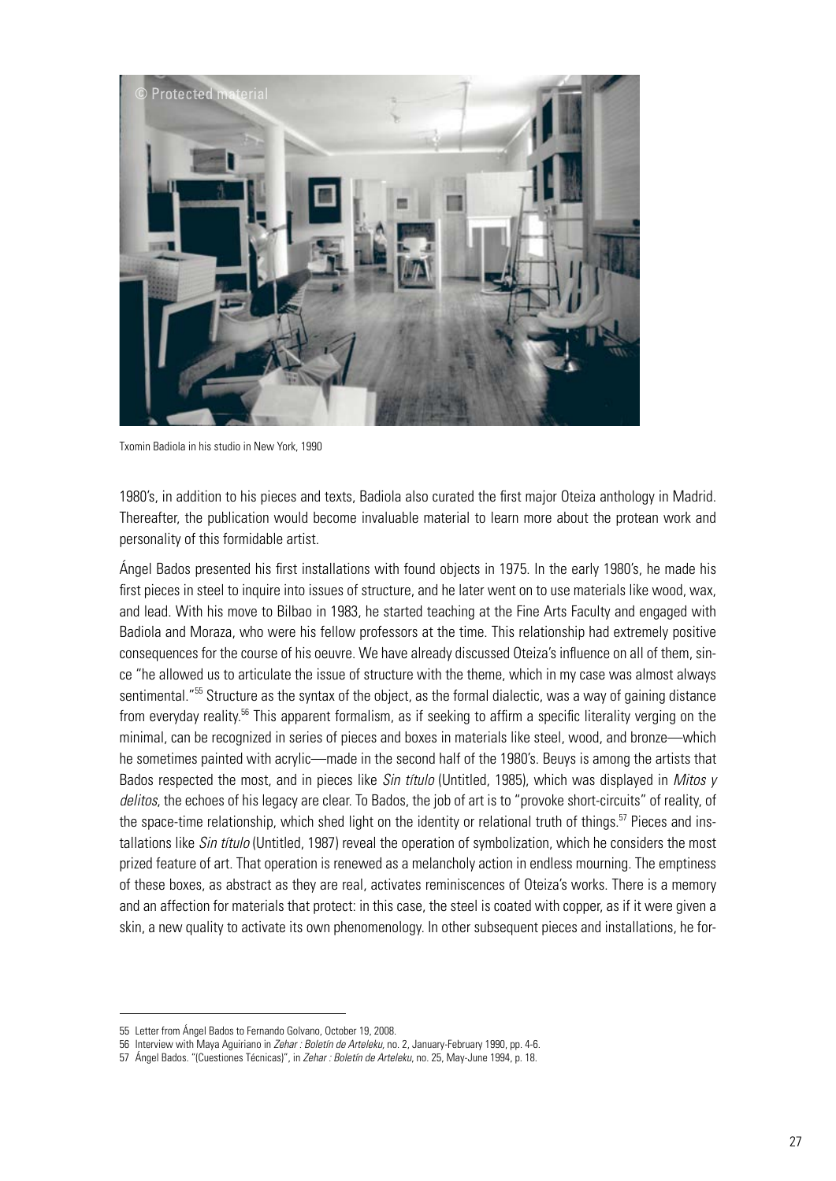Txomin Badiola in his studio in New York, 1990

1980's, in addition to his pieces and texts, Badiola also curated the first major Oteiza anthology in Madrid. Thereafter, the publication would become invaluable material to learn more about the protean work and personality of this formidable artist.

Ángel Bados presented his first installations with found objects in 1975. In the early 1980's, he made his first pieces in steel to inquire into issues of structure, and he later went on to use materials like wood, wax, and lead. With his move to Bilbao in 1983, he started teaching at the Fine Arts Faculty and engaged with Badiola and Moraza, who were his fellow professors at the time. This relationship had extremely positive consequences for the course of his oeuvre. We have already discussed Oteiza's influence on all of them, since "he allowed us to articulate the issue of structure with the theme, which in my case was almost always sentimental."[55] Structure as the syntax of the object, as the formal dialectic, was a way of gaining distance from everyday reality.[56] This apparent formalism, as if seeking to affirm a specific literality verging on the minimal, can be recognized in series of pieces and boxes in materials like steel, wood, and bronze—which he sometimes painted with acrylic—made in the second half of the 1980's. Beuys is among the artists that Bados respected the most, and in pieces like *Sin título* (Untitled, 1985), which was displayed in *Mitos y delitos*, the echoes of his legacy are clear. To Bados, the job of art is to "provoke short-circuits" of reality, of the space-time relationship, which shed light on the identity or relational truth of things.[57] Pieces and installations like *Sin título* (Untitled, 1987) reveal the operation of symbolization, which he considers the most prized feature of art. That operation is renewed as a melancholy action in endless mourning. The emptiness of these boxes, as abstract as they are real, activates reminiscences of Oteiza's works. There is a memory and an affection for materials that protect: in this case, the steel is coated with copper, as if it were given a skin, a new quality to activate its own phenomenology. In other subsequent pieces and installations, he for-

55 Letter from Ángel Bados to Fernando Golvano, October 19, 2008.

56 Interview with Maya Aguiriano in *Zehar : Boletín de Arteleku*, no. 2, January-February 1990, pp. 4-6.

57 Ángel Bados. "(Cuestiones Técnicas)", in *Zehar : Boletín de Arteleku*, no. 25, May-June 1994, p. 18.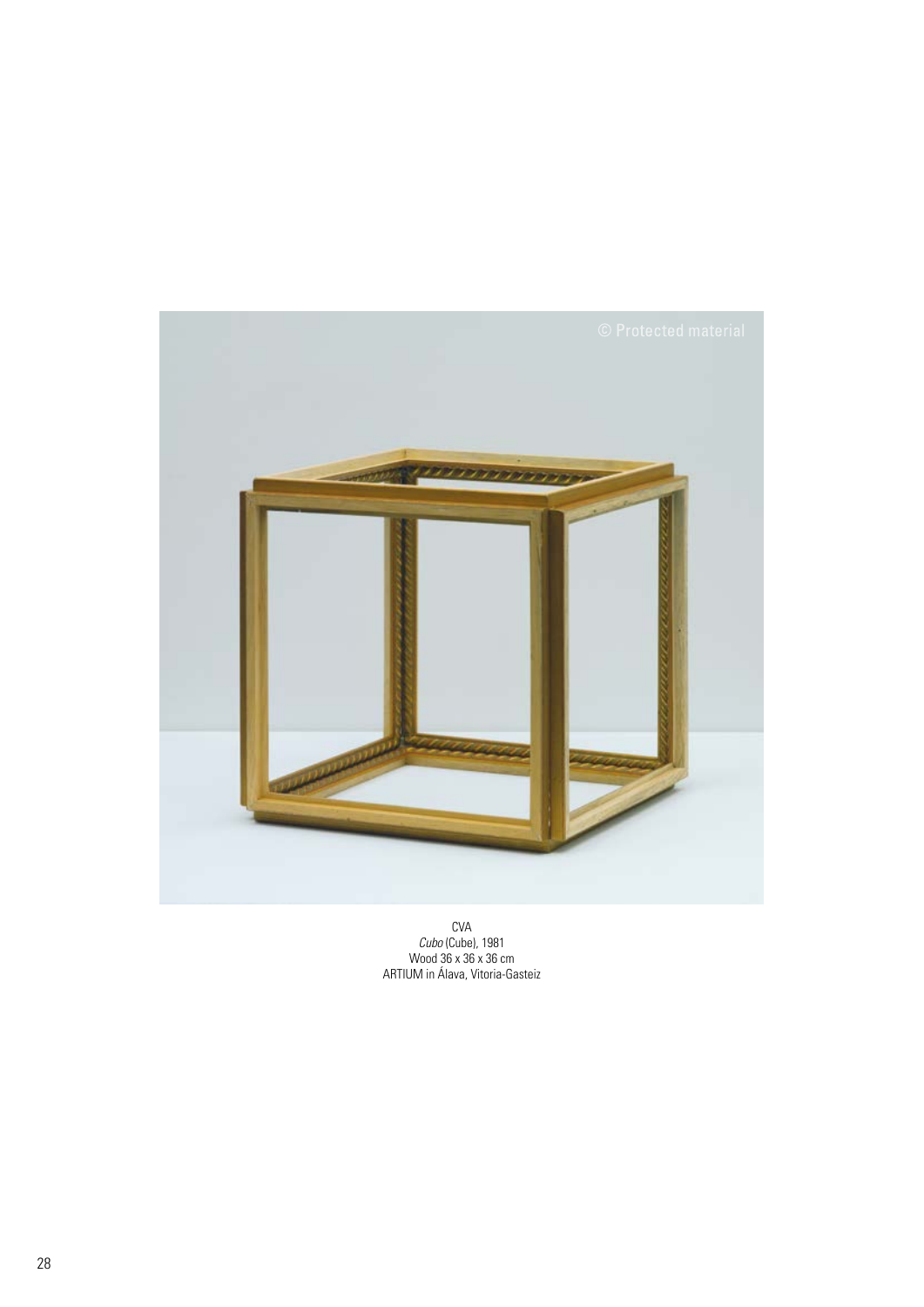CVA
*Cubo* (Cube), 1981
Wood 36 x 36 x 36 cm
ARTIUM in Álava, Vitoria-Gasteiz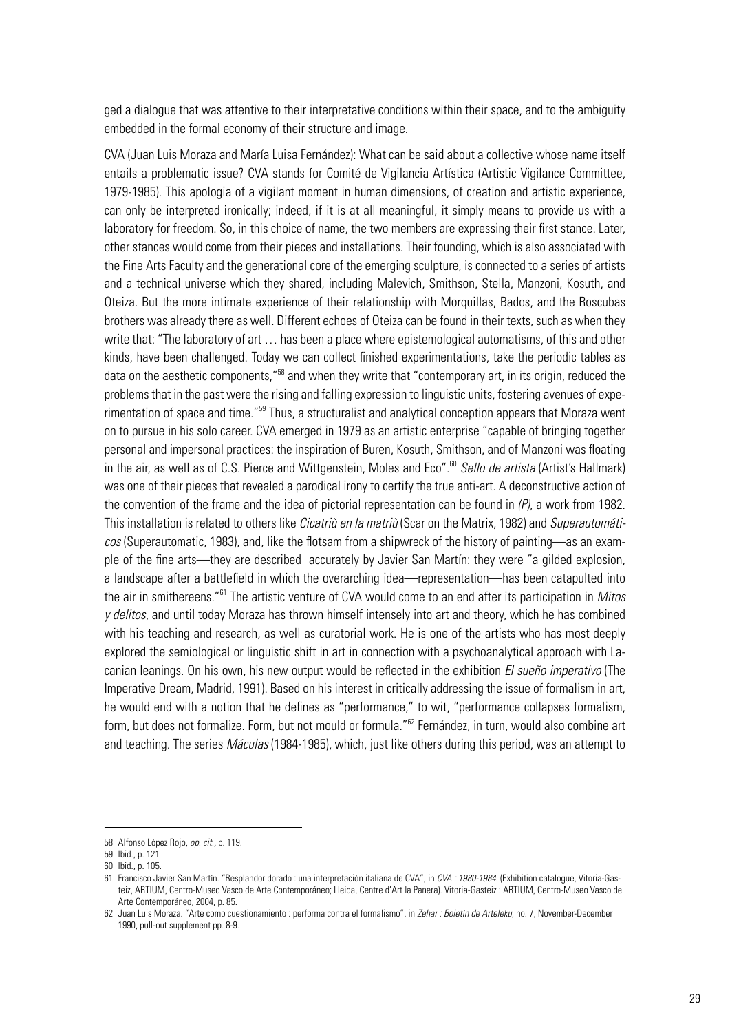ged a dialogue that was attentive to their interpretative conditions within their space, and to the ambiguity embedded in the formal economy of their structure and image.

CVA (Juan Luis Moraza and María Luisa Fernández): What can be said about a collective whose name itself entails a problematic issue? CVA stands for Comité de Vigilancia Artística (Artistic Vigilance Committee, 1979-1985). This apologia of a vigilant moment in human dimensions, of creation and artistic experience, can only be interpreted ironically; indeed, if it is at all meaningful, it simply means to provide us with a laboratory for freedom. So, in this choice of name, the two members are expressing their first stance. Later, other stances would come from their pieces and installations. Their founding, which is also associated with the Fine Arts Faculty and the generational core of the emerging sculpture, is connected to a series of artists and a technical universe which they shared, including Malevich, Smithson, Stella, Manzoni, Kosuth, and Oteiza. But the more intimate experience of their relationship with Morquillas, Bados, and the Roscubas brothers was already there as well. Different echoes of Oteiza can be found in their texts, such as when they write that: "The laboratory of art … has been a place where epistemological automatisms, of this and other kinds, have been challenged. Today we can collect finished experimentations, take the periodic tables as data on the aesthetic components,"[58] and when they write that "contemporary art, in its origin, reduced the problems that in the past were the rising and falling expression to linguistic units, fostering avenues of experimentation of space and time."[59] Thus, a structuralist and analytical conception appears that Moraza went on to pursue in his solo career. CVA emerged in 1979 as an artistic enterprise "capable of bringing together personal and impersonal practices: the inspiration of Buren, Kosuth, Smithson, and of Manzoni was floating in the air, as well as of C.S. Pierce and Wittgenstein, Moles and Eco".[60] *Sello de artista* (Artist's Hallmark) was one of their pieces that revealed a parodical irony to certify the true anti-art. A deconstructive action of the convention of the frame and the idea of pictorial representation can be found in *(P)*, a work from 1982. This installation is related to others like *Cicatriù en la matriù* (Scar on the Matrix, 1982) and *Superautomáticos* (Superautomatic, 1983), and, like the flotsam from a shipwreck of the history of painting—as an example of the fine arts—they are described accurately by Javier San Martín: they were "a gilded explosion, a landscape after a battlefield in which the overarching idea—representation—has been catapulted into the air in smithereens."[61] The artistic venture of CVA would come to an end after its participation in *Mitos y delitos*, and until today Moraza has thrown himself intensely into art and theory, which he has combined with his teaching and research, as well as curatorial work. He is one of the artists who has most deeply explored the semiological or linguistic shift in art in connection with a psychoanalytical approach with Lacanian leanings. On his own, his new output would be reflected in the exhibition *El sueño imperativo* (The Imperative Dream, Madrid, 1991). Based on his interest in critically addressing the issue of formalism in art, he would end with a notion that he defines as "performance," to wit, "performance collapses formalism, form, but does not formalize. Form, but not mould or formula."[62] Fernández, in turn, would also combine art and teaching. The series *Máculas* (1984-1985), which, just like others during this period, was an attempt to

---

58 Alfonso López Rojo, *op. cit.*, p. 119.

59 Ibid., p. 121

60 Ibid., p. 105.

61 Francisco Javier San Martín. "Resplandor dorado : una interpretación italiana de CVA", in *CVA : 1980-1984*. (Exhibition catalogue, Vitoria-Gasteiz, ARTIUM, Centro-Museo Vasco de Arte Contemporáneo; Lleida, Centre d'Art la Panera). Vitoria-Gasteiz : ARTIUM, Centro-Museo Vasco de Arte Contemporáneo, 2004, p. 85.

62 Juan Luis Moraza. "Arte como cuestionamiento : performa contra el formalismo", in *Zehar : Boletín de Arteleku*, no. 7, November-December 1990, pull-out supplement pp. 8-9.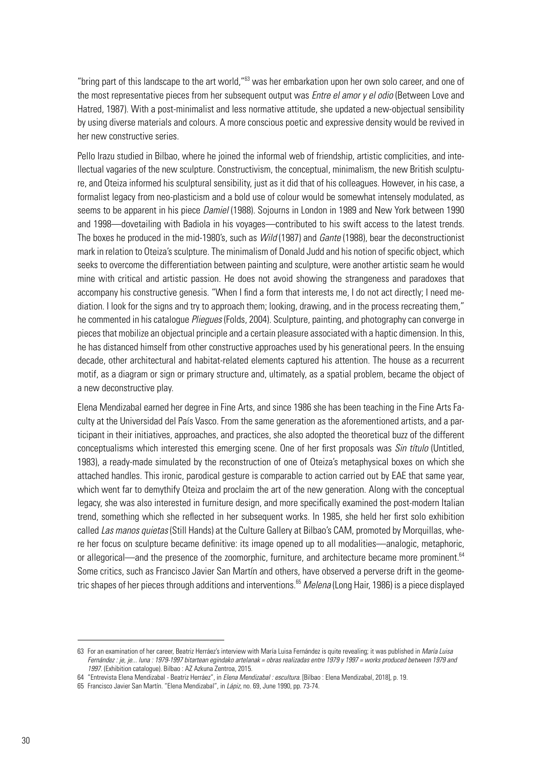"bring part of this landscape to the art world,"[63] was her embarkation upon her own solo career, and one of the most representative pieces from her subsequent output was *Entre el amor y el odio* (Between Love and Hatred, 1987). With a post-minimalist and less normative attitude, she updated a new-objectual sensibility by using diverse materials and colours. A more conscious poetic and expressive density would be revived in her new constructive series.

Pello Irazu studied in Bilbao, where he joined the informal web of friendship, artistic complicities, and intellectual vagaries of the new sculpture. Constructivism, the conceptual, minimalism, the new British sculpture, and Oteiza informed his sculptural sensibility, just as it did that of his colleagues. However, in his case, a formalist legacy from neo-plasticism and a bold use of colour would be somewhat intensely modulated, as seems to be apparent in his piece *Damiel* (1988). Sojourns in London in 1989 and New York between 1990 and 1998—dovetailing with Badiola in his voyages—contributed to his swift access to the latest trends. The boxes he produced in the mid-1980's, such as *Wild* (1987) and *Gante* (1988), bear the deconstructionist mark in relation to Oteiza's sculpture. The minimalism of Donald Judd and his notion of specific object, which seeks to overcome the differentiation between painting and sculpture, were another artistic seam he would mine with critical and artistic passion. He does not avoid showing the strangeness and paradoxes that accompany his constructive genesis. "When I find a form that interests me, I do not act directly; I need mediation. I look for the signs and try to approach them; looking, drawing, and in the process recreating them," he commented in his catalogue *Pliegues* (Folds, 2004). Sculpture, painting, and photography can converge in pieces that mobilize an objectual principle and a certain pleasure associated with a haptic dimension. In this, he has distanced himself from other constructive approaches used by his generational peers. In the ensuing decade, other architectural and habitat-related elements captured his attention. The house as a recurrent motif, as a diagram or sign or primary structure and, ultimately, as a spatial problem, became the object of a new deconstructive play.

Elena Mendizabal earned her degree in Fine Arts, and since 1986 she has been teaching in the Fine Arts Faculty at the Universidad del País Vasco. From the same generation as the aforementioned artists, and a participant in their initiatives, approaches, and practices, she also adopted the theoretical buzz of the different conceptualisms which interested this emerging scene. One of her first proposals was *Sin título* (Untitled, 1983), a ready-made simulated by the reconstruction of one of Oteiza's metaphysical boxes on which she attached handles. This ironic, parodical gesture is comparable to action carried out by EAE that same year, which went far to demythify Oteiza and proclaim the art of the new generation. Along with the conceptual legacy, she was also interested in furniture design, and more specifically examined the post-modern Italian trend, something which she reflected in her subsequent works. In 1985, she held her first solo exhibition called *Las manos quietas* (Still Hands) at the Culture Gallery at Bilbao's CAM, promoted by Morquillas, where her focus on sculpture became definitive: its image opened up to all modalities—analogic, metaphoric, or allegorical—and the presence of the zoomorphic, furniture, and architecture became more prominent.[64] Some critics, such as Francisco Javier San Martín and others, have observed a perverse drift in the geometric shapes of her pieces through additions and interventions.[65] *Melena* (Long Hair, 1986) is a piece displayed

---

63 For an examination of her career, Beatriz Herráez's interview with María Luisa Fernández is quite revealing; it was published in *María Luisa Fernández : je, je... luna : 1979-1997 bitartean egindako artelanak = obras realizadas entre 1979 y 1997 = works produced between 1979 and 1997*. (Exhibition catalogue). Bilbao : AZ Azkuna Zentroa, 2015.

64 "Entrevista Elena Mendizabal - Beatriz Herráez", in *Elena Mendizabal : escultura*. [Bilbao : Elena Mendizabal, 2018], p. 19.

65 Francisco Javier San Martín. "Elena Mendizabal", in *Lápiz*, no. 69, June 1990, pp. 73-74.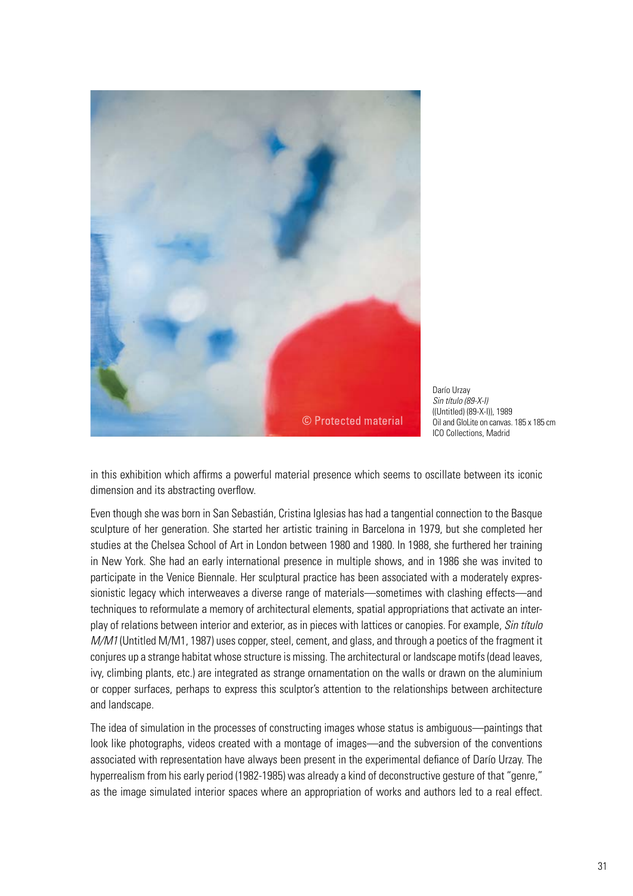Darío Urzay
*Sin título (89-X-I)*
((Untitled) (89-X-I)), 1989
Oil and GloLite on canvas. 185 x 185 cm
ICO Collections, Madrid

in this exhibition which affirms a powerful material presence which seems to oscillate between its iconic dimension and its abstracting overflow.

Even though she was born in San Sebastián, Cristina Iglesias has had a tangential connection to the Basque sculpture of her generation. She started her artistic training in Barcelona in 1979, but she completed her studies at the Chelsea School of Art in London between 1980 and 1980. In 1988, she furthered her training in New York. She had an early international presence in multiple shows, and in 1986 she was invited to participate in the Venice Biennale. Her sculptural practice has been associated with a moderately expressionistic legacy which interweaves a diverse range of materials—sometimes with clashing effects—and techniques to reformulate a memory of architectural elements, spatial appropriations that activate an interplay of relations between interior and exterior, as in pieces with lattices or canopies. For example, *Sin título M/M1* (Untitled M/M1, 1987) uses copper, steel, cement, and glass, and through a poetics of the fragment it conjures up a strange habitat whose structure is missing. The architectural or landscape motifs (dead leaves, ivy, climbing plants, etc.) are integrated as strange ornamentation on the walls or drawn on the aluminium or copper surfaces, perhaps to express this sculptor's attention to the relationships between architecture and landscape.

The idea of simulation in the processes of constructing images whose status is ambiguous—paintings that look like photographs, videos created with a montage of images—and the subversion of the conventions associated with representation have always been present in the experimental defiance of Darío Urzay. The hyperrealism from his early period (1982-1985) was already a kind of deconstructive gesture of that "genre," as the image simulated interior spaces where an appropriation of works and authors led to a real effect.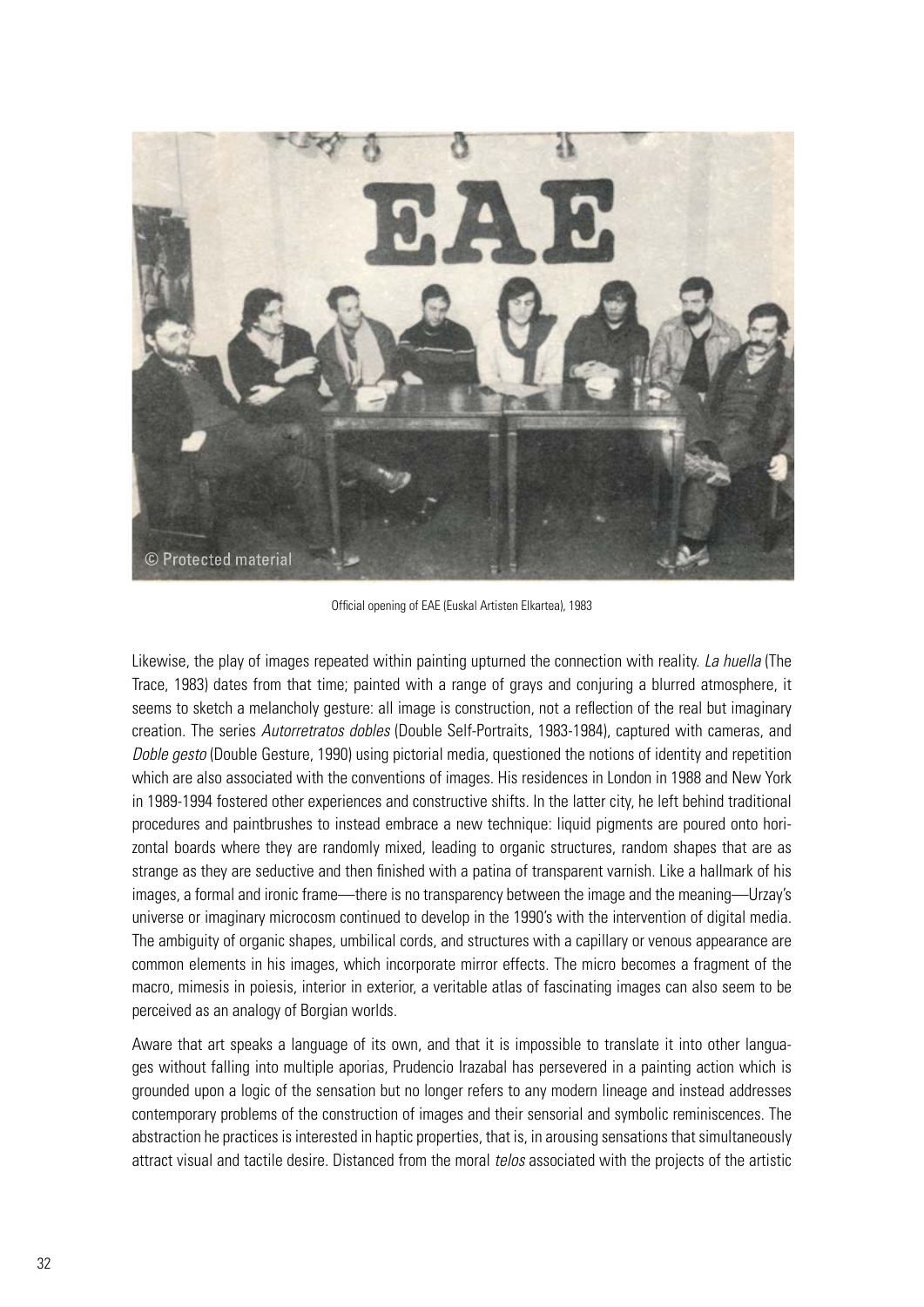Official opening of EAE (Euskal Artisten Elkartea), 1983

Likewise, the play of images repeated within painting upturned the connection with reality. *La huella* (The Trace, 1983) dates from that time; painted with a range of grays and conjuring a blurred atmosphere, it seems to sketch a melancholy gesture: all image is construction, not a reflection of the real but imaginary creation. The series *Autorretratos dobles* (Double Self-Portraits, 1983-1984), captured with cameras, and *Doble gesto* (Double Gesture, 1990) using pictorial media, questioned the notions of identity and repetition which are also associated with the conventions of images. His residences in London in 1988 and New York in 1989-1994 fostered other experiences and constructive shifts. In the latter city, he left behind traditional procedures and paintbrushes to instead embrace a new technique: liquid pigments are poured onto horizontal boards where they are randomly mixed, leading to organic structures, random shapes that are as strange as they are seductive and then finished with a patina of transparent varnish. Like a hallmark of his images, a formal and ironic frame—there is no transparency between the image and the meaning—Urzay's universe or imaginary microcosm continued to develop in the 1990's with the intervention of digital media. The ambiguity of organic shapes, umbilical cords, and structures with a capillary or venous appearance are common elements in his images, which incorporate mirror effects. The micro becomes a fragment of the macro, mimesis in poiesis, interior in exterior, a veritable atlas of fascinating images can also seem to be perceived as an analogy of Borgian worlds.

Aware that art speaks a language of its own, and that it is impossible to translate it into other languages without falling into multiple aporias, Prudencio Irazabal has persevered in a painting action which is grounded upon a logic of the sensation but no longer refers to any modern lineage and instead addresses contemporary problems of the construction of images and their sensorial and symbolic reminiscences. The abstraction he practices is interested in haptic properties, that is, in arousing sensations that simultaneously attract visual and tactile desire. Distanced from the moral *telos* associated with the projects of the artistic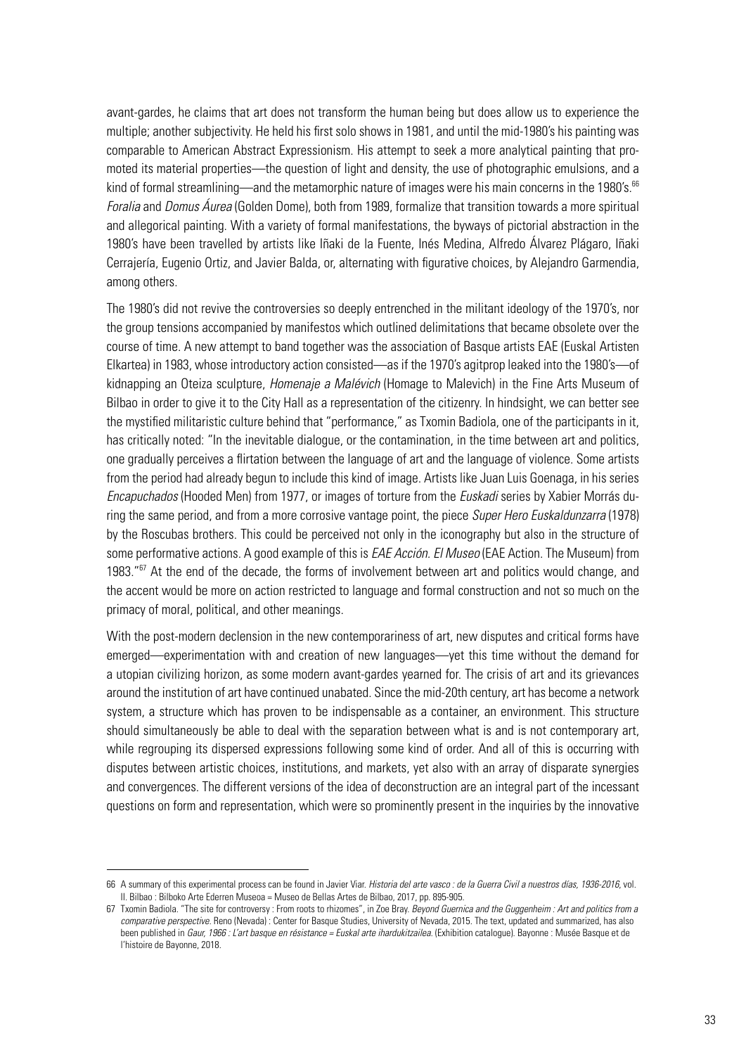avant-gardes, he claims that art does not transform the human being but does allow us to experience the multiple; another subjectivity. He held his first solo shows in 1981, and until the mid-1980's his painting was comparable to American Abstract Expressionism. His attempt to seek a more analytical painting that promoted its material properties—the question of light and density, the use of photographic emulsions, and a kind of formal streamlining—and the metamorphic nature of images were his main concerns in the 1980's.[66] *Foralia* and *Domus Áurea* (Golden Dome), both from 1989, formalize that transition towards a more spiritual and allegorical painting. With a variety of formal manifestations, the byways of pictorial abstraction in the 1980's have been travelled by artists like Iñaki de la Fuente, Inés Medina, Alfredo Álvarez Plágaro, Iñaki Cerrajería, Eugenio Ortiz, and Javier Balda, or, alternating with figurative choices, by Alejandro Garmendia, among others.

The 1980's did not revive the controversies so deeply entrenched in the militant ideology of the 1970's, nor the group tensions accompanied by manifestos which outlined delimitations that became obsolete over the course of time. A new attempt to band together was the association of Basque artists EAE (Euskal Artisten Elkartea) in 1983, whose introductory action consisted—as if the 1970's agitprop leaked into the 1980's—of kidnapping an Oteiza sculpture, *Homenaje a Malévich* (Homage to Malevich) in the Fine Arts Museum of Bilbao in order to give it to the City Hall as a representation of the citizenry. In hindsight, we can better see the mystified militaristic culture behind that "performance," as Txomin Badiola, one of the participants in it, has critically noted: "In the inevitable dialogue, or the contamination, in the time between art and politics, one gradually perceives a flirtation between the language of art and the language of violence. Some artists from the period had already begun to include this kind of image. Artists like Juan Luis Goenaga, in his series *Encapuchados* (Hooded Men) from 1977, or images of torture from the *Euskadi* series by Xabier Morrás during the same period, and from a more corrosive vantage point, the piece *Super Hero Euskaldunzarra* (1978) by the Roscubas brothers. This could be perceived not only in the iconography but also in the structure of some performative actions. A good example of this is *EAE Acción. El Museo* (EAE Action. The Museum) from 1983."[67] At the end of the decade, the forms of involvement between art and politics would change, and the accent would be more on action restricted to language and formal construction and not so much on the primacy of moral, political, and other meanings.

With the post-modern declension in the new contemporariness of art, new disputes and critical forms have emerged—experimentation with and creation of new languages—yet this time without the demand for a utopian civilizing horizon, as some modern avant-gardes yearned for. The crisis of art and its grievances around the institution of art have continued unabated. Since the mid-20th century, art has become a network system, a structure which has proven to be indispensable as a container, an environment. This structure should simultaneously be able to deal with the separation between what is and is not contemporary art, while regrouping its dispersed expressions following some kind of order. And all of this is occurring with disputes between artistic choices, institutions, and markets, yet also with an array of disparate synergies and convergences. The different versions of the idea of deconstruction are an integral part of the incessant questions on form and representation, which were so prominently present in the inquiries by the innovative

---

66 A summary of this experimental process can be found in Javier Viar. *Historia del arte vasco : de la Guerra Civil a nuestros días, 1936-2016*, vol. II. Bilbao : Bilboko Arte Ederren Museoa = Museo de Bellas Artes de Bilbao, 2017, pp. 895-905.

67 Txomin Badiola. "The site for controversy : From roots to rhizomes", in Zoe Bray. *Beyond Guernica and the Guggenheim : Art and politics from a comparative perspective*. Reno (Nevada) : Center for Basque Studies, University of Nevada, 2015. The text, updated and summarized, has also been published in *Gaur, 1966 : L'art basque en résistance = Euskal arte ihardukitzailea*. (Exhibition catalogue). Bayonne : Musée Basque et de l'histoire de Bayonne, 2018.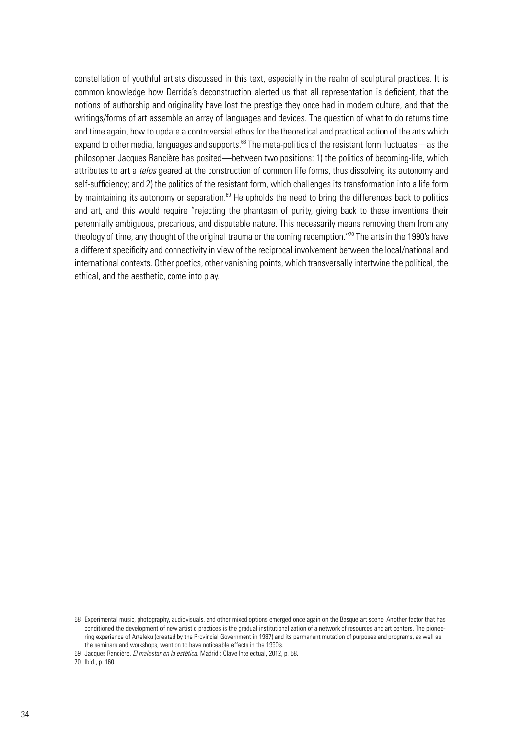constellation of youthful artists discussed in this text, especially in the realm of sculptural practices. It is common knowledge how Derrida's deconstruction alerted us that all representation is deficient, that the notions of authorship and originality have lost the prestige they once had in modern culture, and that the writings/forms of art assemble an array of languages and devices. The question of what to do returns time and time again, how to update a controversial ethos for the theoretical and practical action of the arts which expand to other media, languages and supports.[68] The meta-politics of the resistant form fluctuates—as the philosopher Jacques Rancière has posited—between two positions: 1) the politics of becoming-life, which attributes to art a *telos* geared at the construction of common life forms, thus dissolving its autonomy and self-sufficiency; and 2) the politics of the resistant form, which challenges its transformation into a life form by maintaining its autonomy or separation.[69] He upholds the need to bring the differences back to politics and art, and this would require "rejecting the phantasm of purity, giving back to these inventions their perennially ambiguous, precarious, and disputable nature. This necessarily means removing them from any theology of time, any thought of the original trauma or the coming redemption."[70] The arts in the 1990's have a different specificity and connectivity in view of the reciprocal involvement between the local/national and international contexts. Other poetics, other vanishing points, which transversally intertwine the political, the ethical, and the aesthetic, come into play.

---

68 Experimental music, photography, audiovisuals, and other mixed options emerged once again on the Basque art scene. Another factor that has conditioned the development of new artistic practices is the gradual institutionalization of a network of resources and art centers. The pioneering experience of Arteleku (created by the Provincial Government in 1987) and its permanent mutation of purposes and programs, as well as the seminars and workshops, went on to have noticeable effects in the 1990's.

69 Jacques Rancière. *El malestar en la estética*. Madrid : Clave Intelectual, 2012, p. 58.

70 Ibid., p. 160.